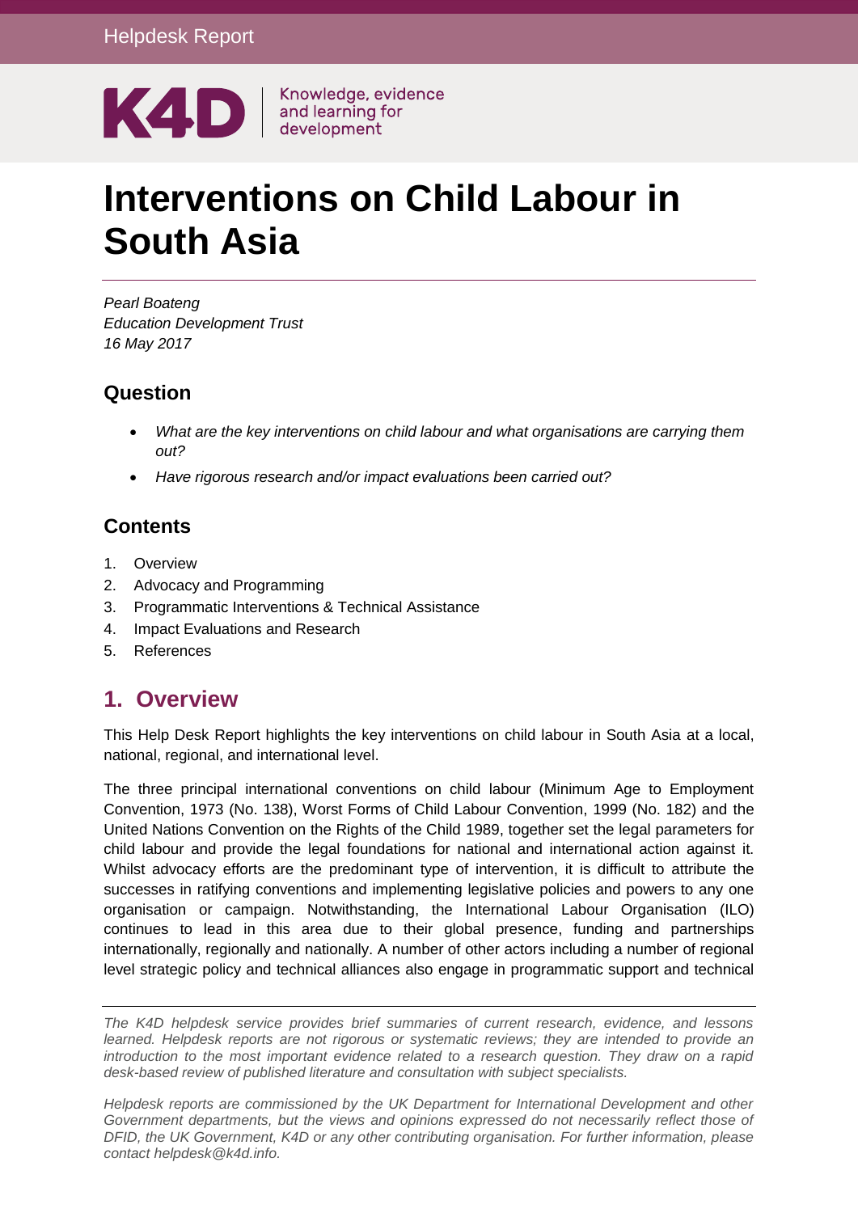Helpdesk Report

K4D | Knowledge, evidence and learning for development

# Interventions on Child Labour in South Asia

*Pearl Boateng*
*Education Development Trust*
*16 May 2017*

## Question

- *What are the key interventions on child labour and what organisations are carrying them out?*
- *Have rigorous research and/or impact evaluations been carried out?*

## Contents

1. Overview
2. Advocacy and Programming
3. Programmatic Interventions & Technical Assistance
4. Impact Evaluations and Research
5. References

## 1. Overview

This Help Desk Report highlights the key interventions on child labour in South Asia at a local, national, regional, and international level.

The three principal international conventions on child labour (Minimum Age to Employment Convention, 1973 (No. 138), Worst Forms of Child Labour Convention, 1999 (No. 182) and the United Nations Convention on the Rights of the Child 1989, together set the legal parameters for child labour and provide the legal foundations for national and international action against it. Whilst advocacy efforts are the predominant type of intervention, it is difficult to attribute the successes in ratifying conventions and implementing legislative policies and powers to any one organisation or campaign. Notwithstanding, the International Labour Organisation (ILO) continues to lead in this area due to their global presence, funding and partnerships internationally, regionally and nationally. A number of other actors including a number of regional level strategic policy and technical alliances also engage in programmatic support and technical

*The K4D helpdesk service provides brief summaries of current research, evidence, and lessons learned. Helpdesk reports are not rigorous or systematic reviews; they are intended to provide an introduction to the most important evidence related to a research question. They draw on a rapid desk-based review of published literature and consultation with subject specialists.*

*Helpdesk reports are commissioned by the UK Department for International Development and other Government departments, but the views and opinions expressed do not necessarily reflect those of DFID, the UK Government, K4D or any other contributing organisation. For further information, please contact helpdesk@k4d.info.*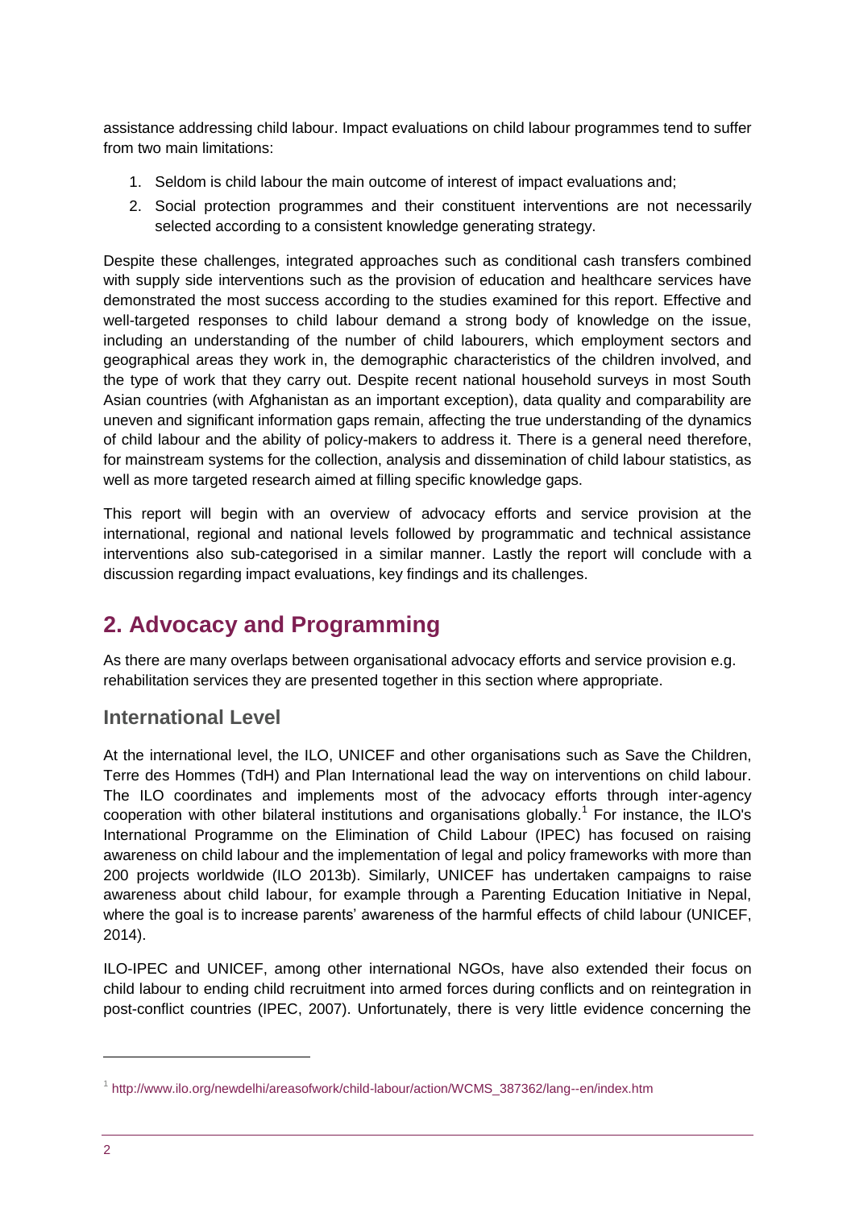assistance addressing child labour. Impact evaluations on child labour programmes tend to suffer from two main limitations:

1. Seldom is child labour the main outcome of interest of impact evaluations and;
2. Social protection programmes and their constituent interventions are not necessarily selected according to a consistent knowledge generating strategy.

Despite these challenges, integrated approaches such as conditional cash transfers combined with supply side interventions such as the provision of education and healthcare services have demonstrated the most success according to the studies examined for this report. Effective and well-targeted responses to child labour demand a strong body of knowledge on the issue, including an understanding of the number of child labourers, which employment sectors and geographical areas they work in, the demographic characteristics of the children involved, and the type of work that they carry out. Despite recent national household surveys in most South Asian countries (with Afghanistan as an important exception), data quality and comparability are uneven and significant information gaps remain, affecting the true understanding of the dynamics of child labour and the ability of policy-makers to address it. There is a general need therefore, for mainstream systems for the collection, analysis and dissemination of child labour statistics, as well as more targeted research aimed at filling specific knowledge gaps.

This report will begin with an overview of advocacy efforts and service provision at the international, regional and national levels followed by programmatic and technical assistance interventions also sub-categorised in a similar manner. Lastly the report will conclude with a discussion regarding impact evaluations, key findings and its challenges.

## 2. Advocacy and Programming

As there are many overlaps between organisational advocacy efforts and service provision e.g. rehabilitation services they are presented together in this section where appropriate.

### International Level

At the international level, the ILO, UNICEF and other organisations such as Save the Children, Terre des Hommes (TdH) and Plan International lead the way on interventions on child labour. The ILO coordinates and implements most of the advocacy efforts through inter-agency cooperation with other bilateral institutions and organisations globally.[1] For instance, the ILO's International Programme on the Elimination of Child Labour (IPEC) has focused on raising awareness on child labour and the implementation of legal and policy frameworks with more than 200 projects worldwide (ILO 2013b). Similarly, UNICEF has undertaken campaigns to raise awareness about child labour, for example through a Parenting Education Initiative in Nepal, where the goal is to increase parents' awareness of the harmful effects of child labour (UNICEF, 2014).

ILO-IPEC and UNICEF, among other international NGOs, have also extended their focus on child labour to ending child recruitment into armed forces during conflicts and on reintegration in post-conflict countries (IPEC, 2007). Unfortunately, there is very little evidence concerning the

[1] http://www.ilo.org/newdelhi/areasofwork/child-labour/action/WCMS_387362/lang--en/index.htm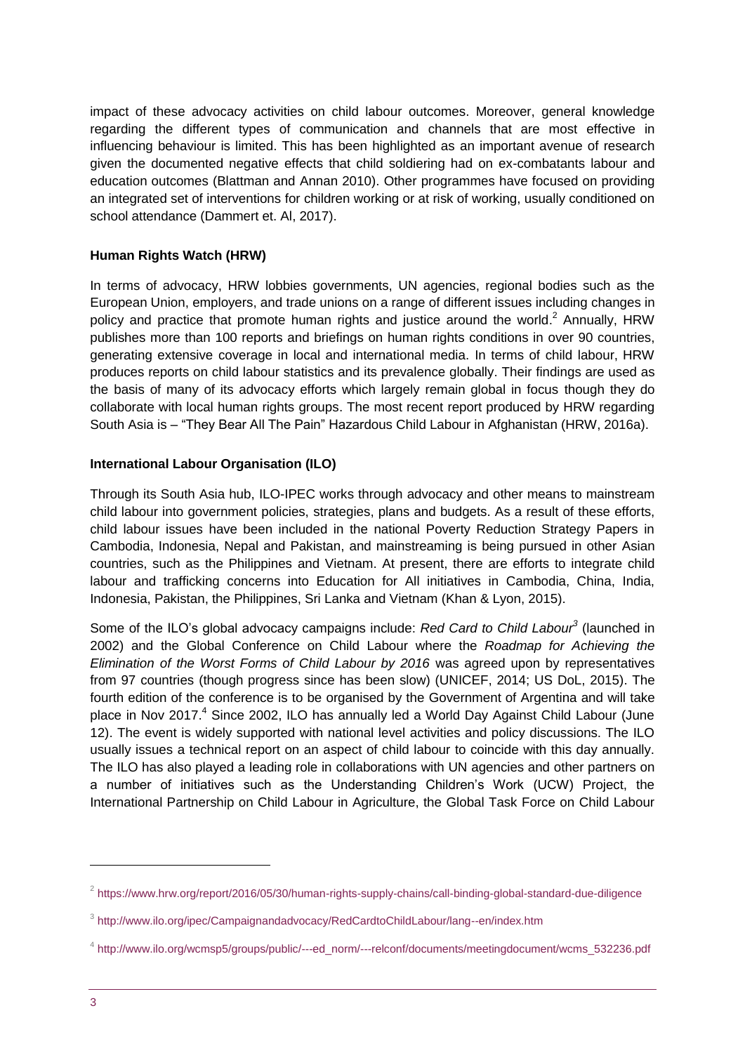impact of these advocacy activities on child labour outcomes. Moreover, general knowledge regarding the different types of communication and channels that are most effective in influencing behaviour is limited. This has been highlighted as an important avenue of research given the documented negative effects that child soldiering had on ex-combatants labour and education outcomes (Blattman and Annan 2010). Other programmes have focused on providing an integrated set of interventions for children working or at risk of working, usually conditioned on school attendance (Dammert et. Al, 2017).

**Human Rights Watch (HRW)**

In terms of advocacy, HRW lobbies governments, UN agencies, regional bodies such as the European Union, employers, and trade unions on a range of different issues including changes in policy and practice that promote human rights and justice around the world.[2] Annually, HRW publishes more than 100 reports and briefings on human rights conditions in over 90 countries, generating extensive coverage in local and international media. In terms of child labour, HRW produces reports on child labour statistics and its prevalence globally. Their findings are used as the basis of many of its advocacy efforts which largely remain global in focus though they do collaborate with local human rights groups. The most recent report produced by HRW regarding South Asia is – "They Bear All The Pain" Hazardous Child Labour in Afghanistan (HRW, 2016a).

**International Labour Organisation (ILO)**

Through its South Asia hub, ILO-IPEC works through advocacy and other means to mainstream child labour into government policies, strategies, plans and budgets. As a result of these efforts, child labour issues have been included in the national Poverty Reduction Strategy Papers in Cambodia, Indonesia, Nepal and Pakistan, and mainstreaming is being pursued in other Asian countries, such as the Philippines and Vietnam. At present, there are efforts to integrate child labour and trafficking concerns into Education for All initiatives in Cambodia, China, India, Indonesia, Pakistan, the Philippines, Sri Lanka and Vietnam (Khan & Lyon, 2015).

Some of the ILO's global advocacy campaigns include: *Red Card to Child Labour*[3] (launched in 2002) and the Global Conference on Child Labour where the *Roadmap for Achieving the Elimination of the Worst Forms of Child Labour by 2016* was agreed upon by representatives from 97 countries (though progress since has been slow) (UNICEF, 2014; US DoL, 2015). The fourth edition of the conference is to be organised by the Government of Argentina and will take place in Nov 2017.[4] Since 2002, ILO has annually led a World Day Against Child Labour (June 12). The event is widely supported with national level activities and policy discussions. The ILO usually issues a technical report on an aspect of child labour to coincide with this day annually. The ILO has also played a leading role in collaborations with UN agencies and other partners on a number of initiatives such as the Understanding Children's Work (UCW) Project, the International Partnership on Child Labour in Agriculture, the Global Task Force on Child Labour

---

[2] https://www.hrw.org/report/2016/05/30/human-rights-supply-chains/call-binding-global-standard-due-diligence

[3] http://www.ilo.org/ipec/Campaignandadvocacy/RedCardtoChildLabour/lang--en/index.htm

[4] http://www.ilo.org/wcmsp5/groups/public/---ed_norm/---relconf/documents/meetingdocument/wcms_532236.pdf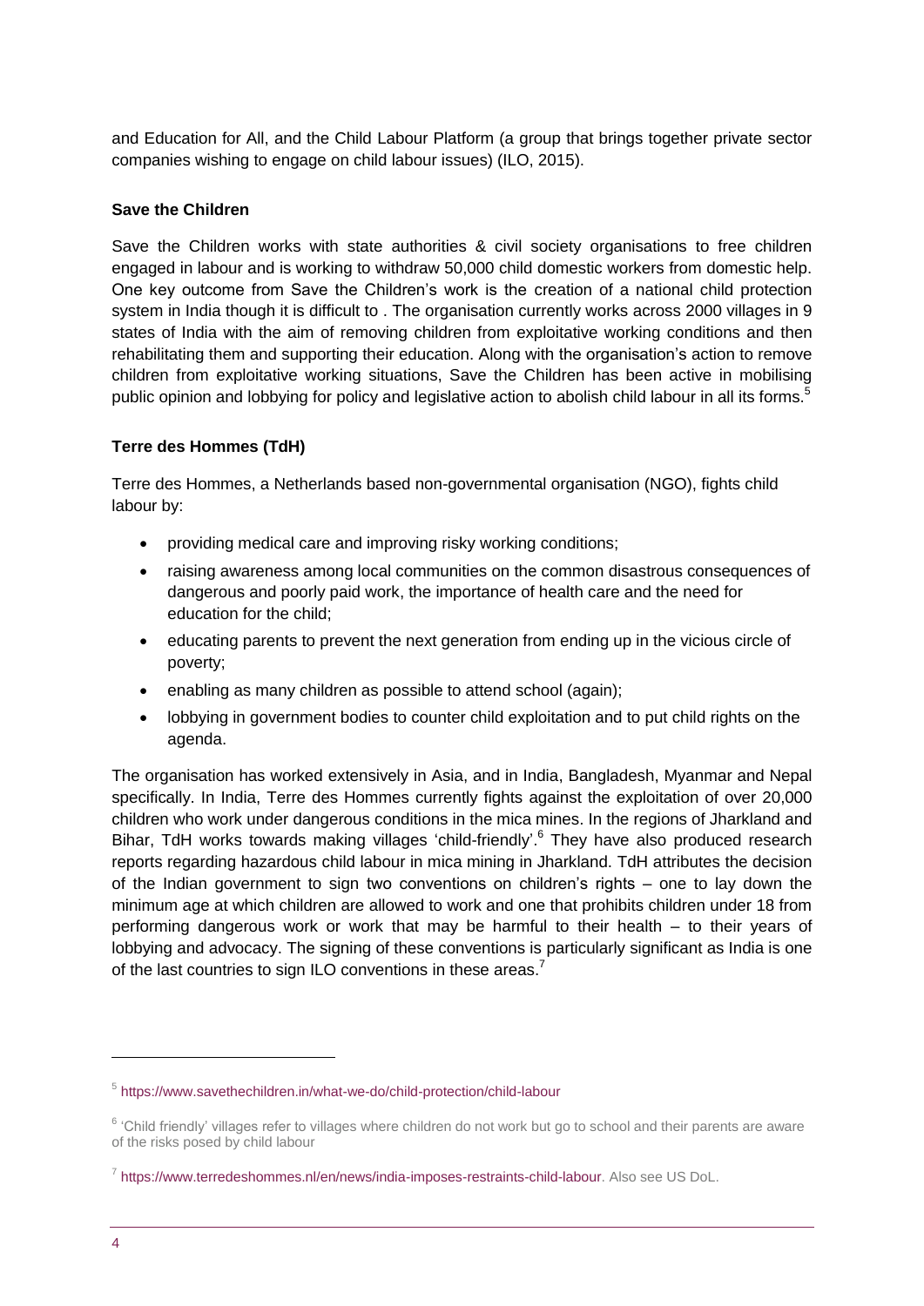and Education for All, and the Child Labour Platform (a group that brings together private sector companies wishing to engage on child labour issues) (ILO, 2015).

**Save the Children**

Save the Children works with state authorities & civil society organisations to free children engaged in labour and is working to withdraw 50,000 child domestic workers from domestic help. One key outcome from Save the Children's work is the creation of a national child protection system in India though it is difficult to . The organisation currently works across 2000 villages in 9 states of India with the aim of removing children from exploitative working conditions and then rehabilitating them and supporting their education. Along with the organisation's action to remove children from exploitative working situations, Save the Children has been active in mobilising public opinion and lobbying for policy and legislative action to abolish child labour in all its forms.[5]

**Terre des Hommes (TdH)**

Terre des Hommes, a Netherlands based non-governmental organisation (NGO), fights child labour by:

- providing medical care and improving risky working conditions;
- raising awareness among local communities on the common disastrous consequences of dangerous and poorly paid work, the importance of health care and the need for education for the child;
- educating parents to prevent the next generation from ending up in the vicious circle of poverty;
- enabling as many children as possible to attend school (again);
- lobbying in government bodies to counter child exploitation and to put child rights on the agenda.

The organisation has worked extensively in Asia, and in India, Bangladesh, Myanmar and Nepal specifically. In India, Terre des Hommes currently fights against the exploitation of over 20,000 children who work under dangerous conditions in the mica mines. In the regions of Jharkland and Bihar, TdH works towards making villages 'child-friendly'.[6] They have also produced research reports regarding hazardous child labour in mica mining in Jharkland. TdH attributes the decision of the Indian government to sign two conventions on children's rights – one to lay down the minimum age at which children are allowed to work and one that prohibits children under 18 from performing dangerous work or work that may be harmful to their health – to their years of lobbying and advocacy. The signing of these conventions is particularly significant as India is one of the last countries to sign ILO conventions in these areas.[7]

---

[5] https://www.savethechildren.in/what-we-do/child-protection/child-labour

[6] 'Child friendly' villages refer to villages where children do not work but go to school and their parents are aware of the risks posed by child labour

[7] https://www.terredeshommes.nl/en/news/india-imposes-restraints-child-labour. Also see US DoL.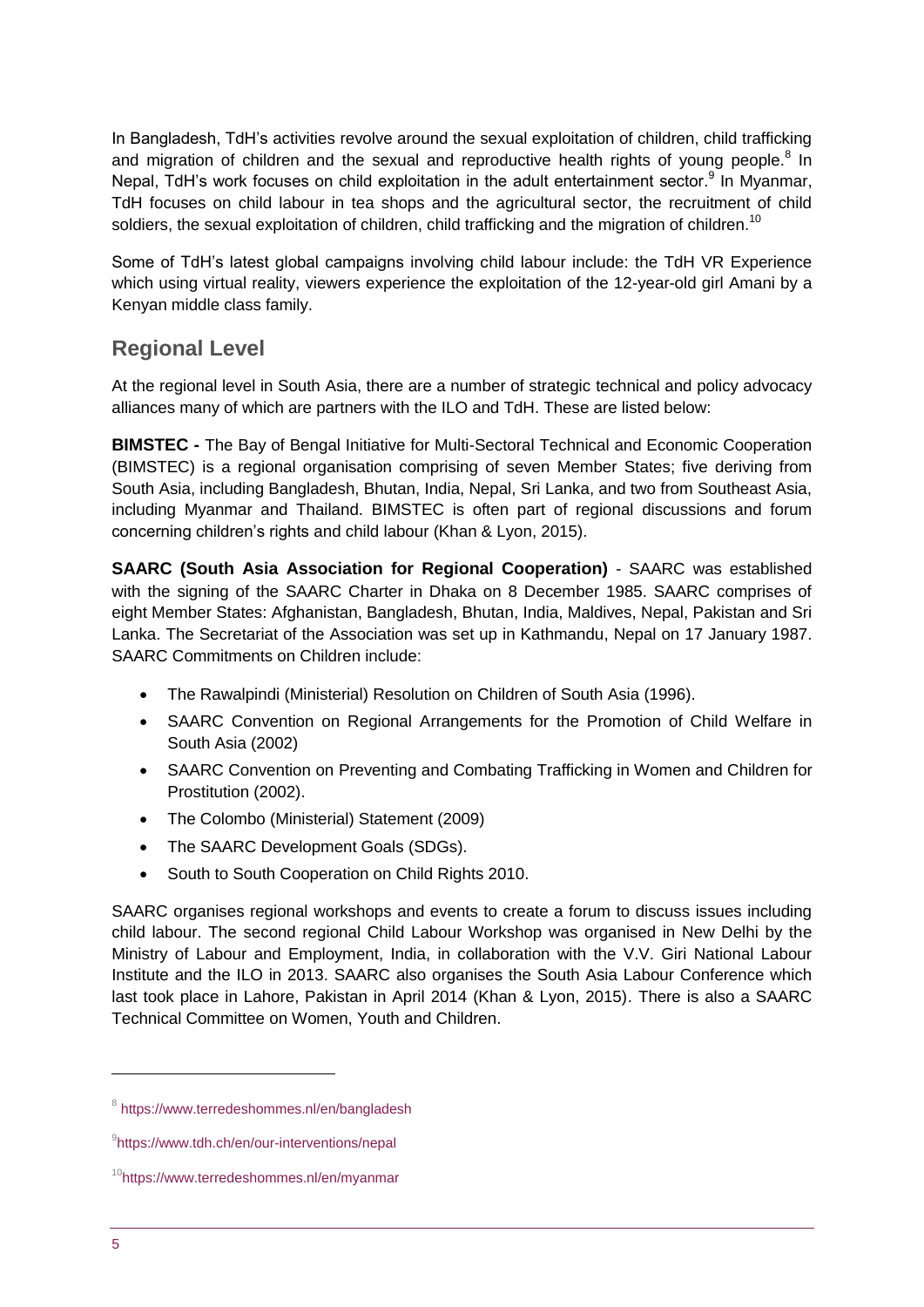In Bangladesh, TdH's activities revolve around the sexual exploitation of children, child trafficking and migration of children and the sexual and reproductive health rights of young people.[8] In Nepal, TdH's work focuses on child exploitation in the adult entertainment sector.[9] In Myanmar, TdH focuses on child labour in tea shops and the agricultural sector, the recruitment of child soldiers, the sexual exploitation of children, child trafficking and the migration of children.[10]

Some of TdH's latest global campaigns involving child labour include: the TdH VR Experience which using virtual reality, viewers experience the exploitation of the 12-year-old girl Amani by a Kenyan middle class family.

## Regional Level

At the regional level in South Asia, there are a number of strategic technical and policy advocacy alliances many of which are partners with the ILO and TdH. These are listed below:

**BIMSTEC -** The Bay of Bengal Initiative for Multi-Sectoral Technical and Economic Cooperation (BIMSTEC) is a regional organisation comprising of seven Member States; five deriving from South Asia, including Bangladesh, Bhutan, India, Nepal, Sri Lanka, and two from Southeast Asia, including Myanmar and Thailand. BIMSTEC is often part of regional discussions and forum concerning children's rights and child labour (Khan & Lyon, 2015).

**SAARC (South Asia Association for Regional Cooperation)** - SAARC was established with the signing of the SAARC Charter in Dhaka on 8 December 1985. SAARC comprises of eight Member States: Afghanistan, Bangladesh, Bhutan, India, Maldives, Nepal, Pakistan and Sri Lanka. The Secretariat of the Association was set up in Kathmandu, Nepal on 17 January 1987. SAARC Commitments on Children include:

- The Rawalpindi (Ministerial) Resolution on Children of South Asia (1996).
- SAARC Convention on Regional Arrangements for the Promotion of Child Welfare in South Asia (2002)
- SAARC Convention on Preventing and Combating Trafficking in Women and Children for Prostitution (2002).
- The Colombo (Ministerial) Statement (2009)
- The SAARC Development Goals (SDGs).
- South to South Cooperation on Child Rights 2010.

SAARC organises regional workshops and events to create a forum to discuss issues including child labour. The second regional Child Labour Workshop was organised in New Delhi by the Ministry of Labour and Employment, India, in collaboration with the V.V. Giri National Labour Institute and the ILO in 2013. SAARC also organises the South Asia Labour Conference which last took place in Lahore, Pakistan in April 2014 (Khan & Lyon, 2015). There is also a SAARC Technical Committee on Women, Youth and Children.

[8] https://www.terredeshommes.nl/en/bangladesh

[9] https://www.tdh.ch/en/our-interventions/nepal

[10] https://www.terredeshommes.nl/en/myanmar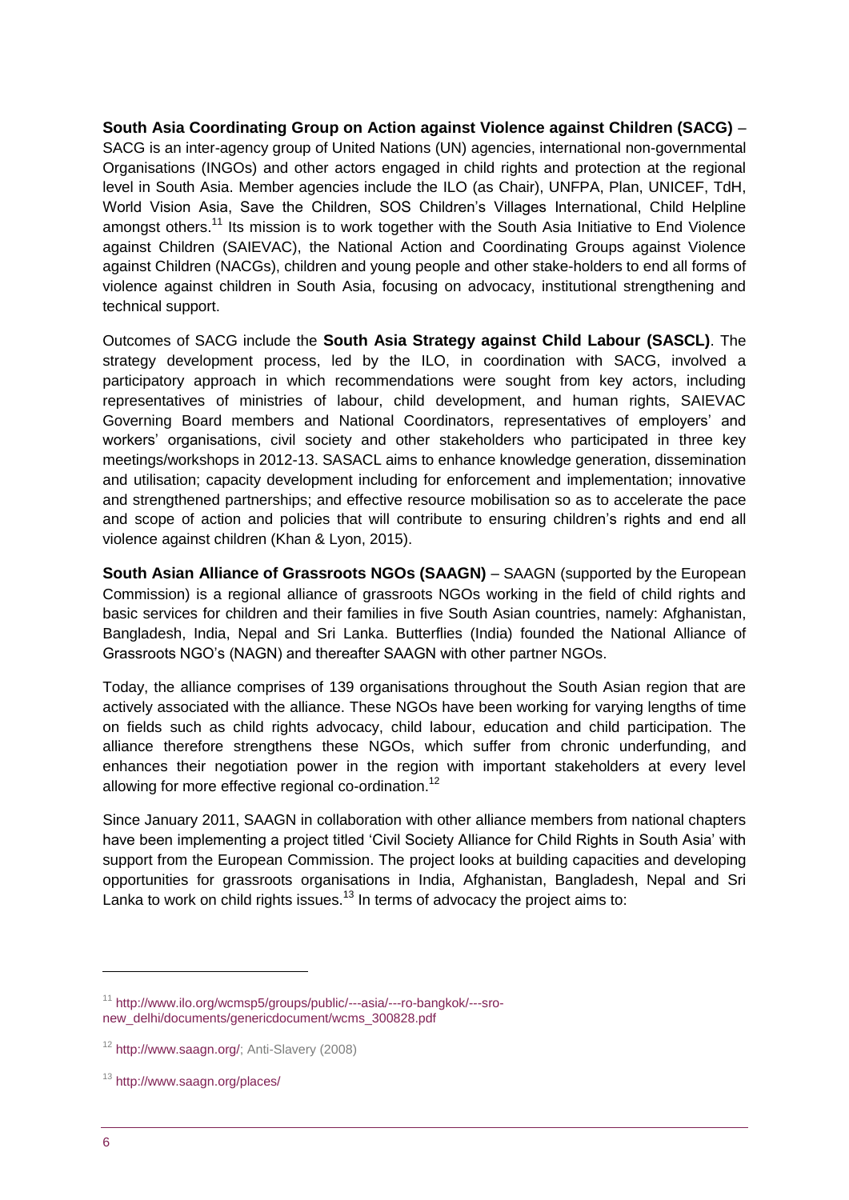**South Asia Coordinating Group on Action against Violence against Children (SACG)** – SACG is an inter-agency group of United Nations (UN) agencies, international non-governmental Organisations (INGOs) and other actors engaged in child rights and protection at the regional level in South Asia. Member agencies include the ILO (as Chair), UNFPA, Plan, UNICEF, TdH, World Vision Asia, Save the Children, SOS Children's Villages International, Child Helpline amongst others.[11] Its mission is to work together with the South Asia Initiative to End Violence against Children (SAIEVAC), the National Action and Coordinating Groups against Violence against Children (NACGs), children and young people and other stake-holders to end all forms of violence against children in South Asia, focusing on advocacy, institutional strengthening and technical support.

Outcomes of SACG include the **South Asia Strategy against Child Labour (SASCL)**. The strategy development process, led by the ILO, in coordination with SACG, involved a participatory approach in which recommendations were sought from key actors, including representatives of ministries of labour, child development, and human rights, SAIEVAC Governing Board members and National Coordinators, representatives of employers' and workers' organisations, civil society and other stakeholders who participated in three key meetings/workshops in 2012-13. SASACL aims to enhance knowledge generation, dissemination and utilisation; capacity development including for enforcement and implementation; innovative and strengthened partnerships; and effective resource mobilisation so as to accelerate the pace and scope of action and policies that will contribute to ensuring children's rights and end all violence against children (Khan & Lyon, 2015).

**South Asian Alliance of Grassroots NGOs (SAAGN)** – SAAGN (supported by the European Commission) is a regional alliance of grassroots NGOs working in the field of child rights and basic services for children and their families in five South Asian countries, namely: Afghanistan, Bangladesh, India, Nepal and Sri Lanka. Butterflies (India) founded the National Alliance of Grassroots NGO's (NAGN) and thereafter SAAGN with other partner NGOs.

Today, the alliance comprises of 139 organisations throughout the South Asian region that are actively associated with the alliance. These NGOs have been working for varying lengths of time on fields such as child rights advocacy, child labour, education and child participation. The alliance therefore strengthens these NGOs, which suffer from chronic underfunding, and enhances their negotiation power in the region with important stakeholders at every level allowing for more effective regional co-ordination.[12]

Since January 2011, SAAGN in collaboration with other alliance members from national chapters have been implementing a project titled 'Civil Society Alliance for Child Rights in South Asia' with support from the European Commission. The project looks at building capacities and developing opportunities for grassroots organisations in India, Afghanistan, Bangladesh, Nepal and Sri Lanka to work on child rights issues.[13] In terms of advocacy the project aims to:

---

[11] http://www.ilo.org/wcmsp5/groups/public/---asia/---ro-bangkok/---sro-new_delhi/documents/genericdocument/wcms_300828.pdf

[12] http://www.saagn.org/; Anti-Slavery (2008)

[13] http://www.saagn.org/places/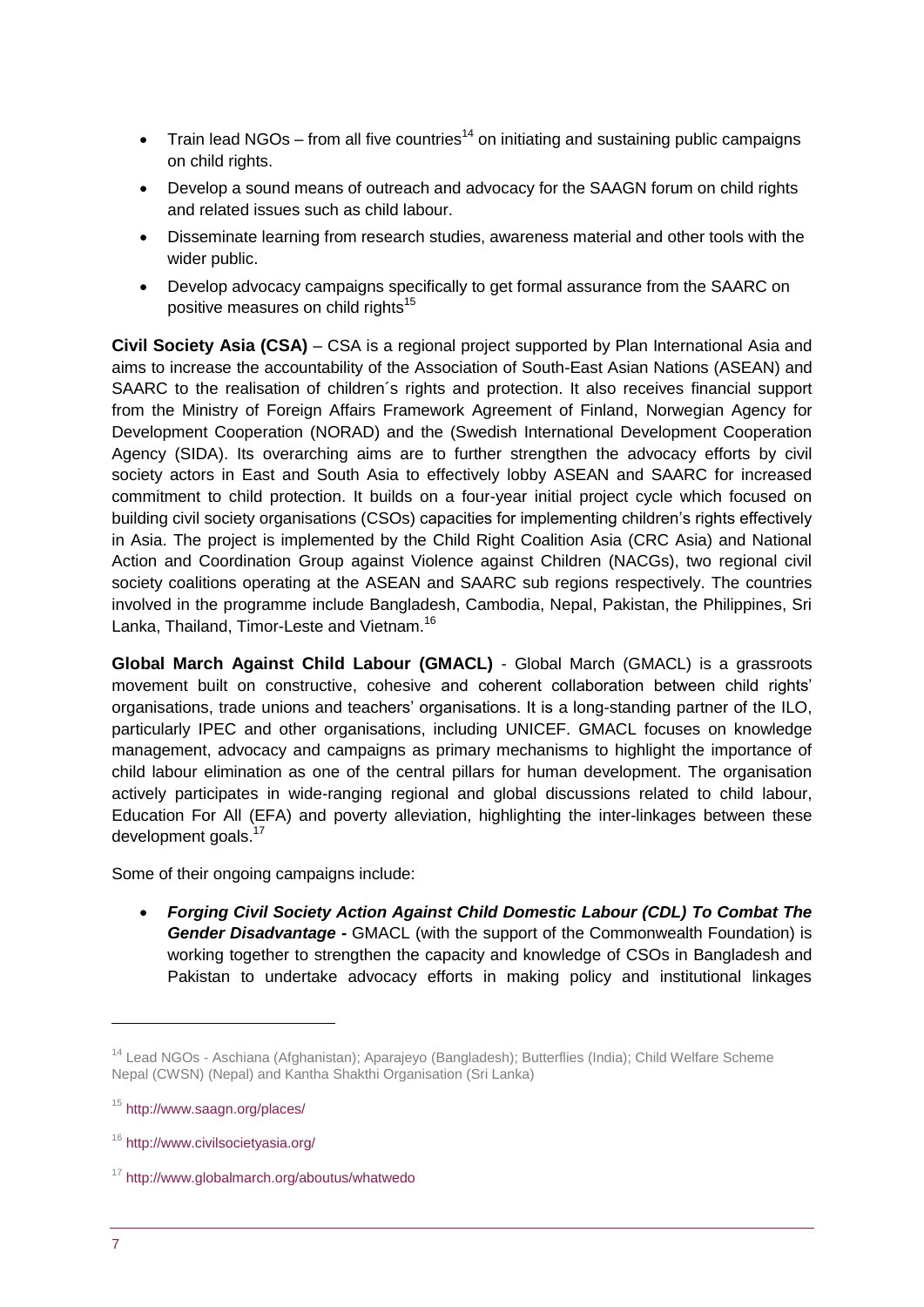- Train lead NGOs – from all five countries[14] on initiating and sustaining public campaigns on child rights.
- Develop a sound means of outreach and advocacy for the SAAGN forum on child rights and related issues such as child labour.
- Disseminate learning from research studies, awareness material and other tools with the wider public.
- Develop advocacy campaigns specifically to get formal assurance from the SAARC on positive measures on child rights[15]

**Civil Society Asia (CSA)** – CSA is a regional project supported by Plan International Asia and aims to increase the accountability of the Association of South-East Asian Nations (ASEAN) and SAARC to the realisation of children´s rights and protection. It also receives financial support from the Ministry of Foreign Affairs Framework Agreement of Finland, Norwegian Agency for Development Cooperation (NORAD) and the (Swedish International Development Cooperation Agency (SIDA). Its overarching aims are to further strengthen the advocacy efforts by civil society actors in East and South Asia to effectively lobby ASEAN and SAARC for increased commitment to child protection. It builds on a four-year initial project cycle which focused on building civil society organisations (CSOs) capacities for implementing children's rights effectively in Asia. The project is implemented by the Child Right Coalition Asia (CRC Asia) and National Action and Coordination Group against Violence against Children (NACGs), two regional civil society coalitions operating at the ASEAN and SAARC sub regions respectively. The countries involved in the programme include Bangladesh, Cambodia, Nepal, Pakistan, the Philippines, Sri Lanka, Thailand, Timor-Leste and Vietnam.[16]

**Global March Against Child Labour (GMACL)** - Global March (GMACL) is a grassroots movement built on constructive, cohesive and coherent collaboration between child rights' organisations, trade unions and teachers' organisations. It is a long-standing partner of the ILO, particularly IPEC and other organisations, including UNICEF. GMACL focuses on knowledge management, advocacy and campaigns as primary mechanisms to highlight the importance of child labour elimination as one of the central pillars for human development. The organisation actively participates in wide-ranging regional and global discussions related to child labour, Education For All (EFA) and poverty alleviation, highlighting the inter-linkages between these development goals.[17]

Some of their ongoing campaigns include:

- ***Forging Civil Society Action Against Child Domestic Labour (CDL) To Combat The Gender Disadvantage -*** GMACL (with the support of the Commonwealth Foundation) is working together to strengthen the capacity and knowledge of CSOs in Bangladesh and Pakistan to undertake advocacy efforts in making policy and institutional linkages

---

[14] Lead NGOs - Aschiana (Afghanistan); Aparajeyo (Bangladesh); Butterflies (India); Child Welfare Scheme Nepal (CWSN) (Nepal) and Kantha Shakthi Organisation (Sri Lanka)

[15] http://www.saagn.org/places/

[16] http://www.civilsocietyasia.org/

[17] http://www.globalmarch.org/aboutus/whatwedo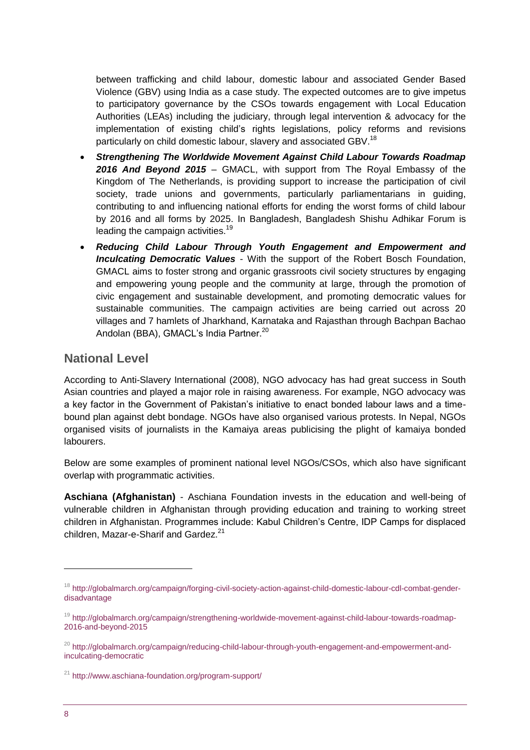between trafficking and child labour, domestic labour and associated Gender Based Violence (GBV) using India as a case study. The expected outcomes are to give impetus to participatory governance by the CSOs towards engagement with Local Education Authorities (LEAs) including the judiciary, through legal intervention & advocacy for the implementation of existing child's rights legislations, policy reforms and revisions particularly on child domestic labour, slavery and associated GBV.[18]

- ***Strengthening The Worldwide Movement Against Child Labour Towards Roadmap 2016 And Beyond 2015*** – GMACL, with support from The Royal Embassy of the Kingdom of The Netherlands, is providing support to increase the participation of civil society, trade unions and governments, particularly parliamentarians in guiding, contributing to and influencing national efforts for ending the worst forms of child labour by 2016 and all forms by 2025. In Bangladesh, Bangladesh Shishu Adhikar Forum is leading the campaign activities.[19]
- ***Reducing Child Labour Through Youth Engagement and Empowerment and Inculcating Democratic Values*** - With the support of the Robert Bosch Foundation, GMACL aims to foster strong and organic grassroots civil society structures by engaging and empowering young people and the community at large, through the promotion of civic engagement and sustainable development, and promoting democratic values for sustainable communities. The campaign activities are being carried out across 20 villages and 7 hamlets of Jharkhand, Karnataka and Rajasthan through Bachpan Bachao Andolan (BBA), GMACL's India Partner.[20]

## National Level

According to Anti-Slavery International (2008), NGO advocacy has had great success in South Asian countries and played a major role in raising awareness. For example, NGO advocacy was a key factor in the Government of Pakistan's initiative to enact bonded labour laws and a time-bound plan against debt bondage. NGOs have also organised various protests. In Nepal, NGOs organised visits of journalists in the Kamaiya areas publicising the plight of kamaiya bonded labourers.

Below are some examples of prominent national level NGOs/CSOs, which also have significant overlap with programmatic activities.

**Aschiana (Afghanistan)** - Aschiana Foundation invests in the education and well-being of vulnerable children in Afghanistan through providing education and training to working street children in Afghanistan. Programmes include: Kabul Children's Centre, IDP Camps for displaced children, Mazar-e-Sharif and Gardez.[21]

---

[18] http://globalmarch.org/campaign/forging-civil-society-action-against-child-domestic-labour-cdl-combat-gender-disadvantage

[19] http://globalmarch.org/campaign/strengthening-worldwide-movement-against-child-labour-towards-roadmap-2016-and-beyond-2015

[20] http://globalmarch.org/campaign/reducing-child-labour-through-youth-engagement-and-empowerment-and-inculcating-democratic

[21] http://www.aschiana-foundation.org/program-support/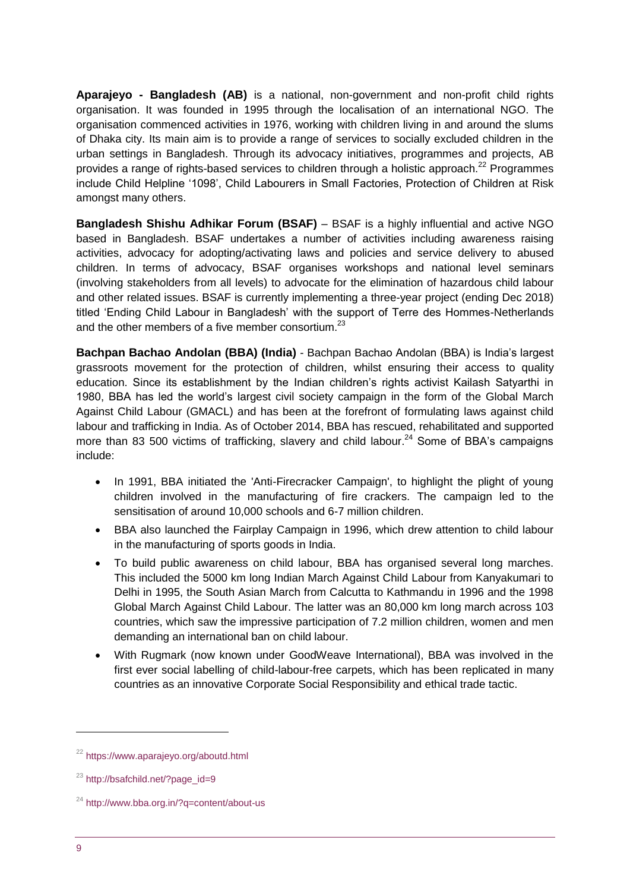**Aparajeyo - Bangladesh (AB)** is a national, non-government and non-profit child rights organisation. It was founded in 1995 through the localisation of an international NGO. The organisation commenced activities in 1976, working with children living in and around the slums of Dhaka city. Its main aim is to provide a range of services to socially excluded children in the urban settings in Bangladesh. Through its advocacy initiatives, programmes and projects, AB provides a range of rights-based services to children through a holistic approach.[22] Programmes include Child Helpline '1098', Child Labourers in Small Factories, Protection of Children at Risk amongst many others.

**Bangladesh Shishu Adhikar Forum (BSAF)** – BSAF is a highly influential and active NGO based in Bangladesh. BSAF undertakes a number of activities including awareness raising activities, advocacy for adopting/activating laws and policies and service delivery to abused children. In terms of advocacy, BSAF organises workshops and national level seminars (involving stakeholders from all levels) to advocate for the elimination of hazardous child labour and other related issues. BSAF is currently implementing a three-year project (ending Dec 2018) titled 'Ending Child Labour in Bangladesh' with the support of Terre des Hommes-Netherlands and the other members of a five member consortium.[23]

**Bachpan Bachao Andolan (BBA) (India)** - Bachpan Bachao Andolan (BBA) is India's largest grassroots movement for the protection of children, whilst ensuring their access to quality education. Since its establishment by the Indian children's rights activist Kailash Satyarthi in 1980, BBA has led the world's largest civil society campaign in the form of the Global March Against Child Labour (GMACL) and has been at the forefront of formulating laws against child labour and trafficking in India. As of October 2014, BBA has rescued, rehabilitated and supported more than 83 500 victims of trafficking, slavery and child labour.[24] Some of BBA's campaigns include:

- In 1991, BBA initiated the 'Anti-Firecracker Campaign', to highlight the plight of young children involved in the manufacturing of fire crackers. The campaign led to the sensitisation of around 10,000 schools and 6-7 million children.
- BBA also launched the Fairplay Campaign in 1996, which drew attention to child labour in the manufacturing of sports goods in India.
- To build public awareness on child labour, BBA has organised several long marches. This included the 5000 km long Indian March Against Child Labour from Kanyakumari to Delhi in 1995, the South Asian March from Calcutta to Kathmandu in 1996 and the 1998 Global March Against Child Labour. The latter was an 80,000 km long march across 103 countries, which saw the impressive participation of 7.2 million children, women and men demanding an international ban on child labour.
- With Rugmark (now known under GoodWeave International), BBA was involved in the first ever social labelling of child-labour-free carpets, which has been replicated in many countries as an innovative Corporate Social Responsibility and ethical trade tactic.

---

[22] https://www.aparajeyo.org/aboutd.html

[23] http://bsafchild.net/?page_id=9

[24] http://www.bba.org.in/?q=content/about-us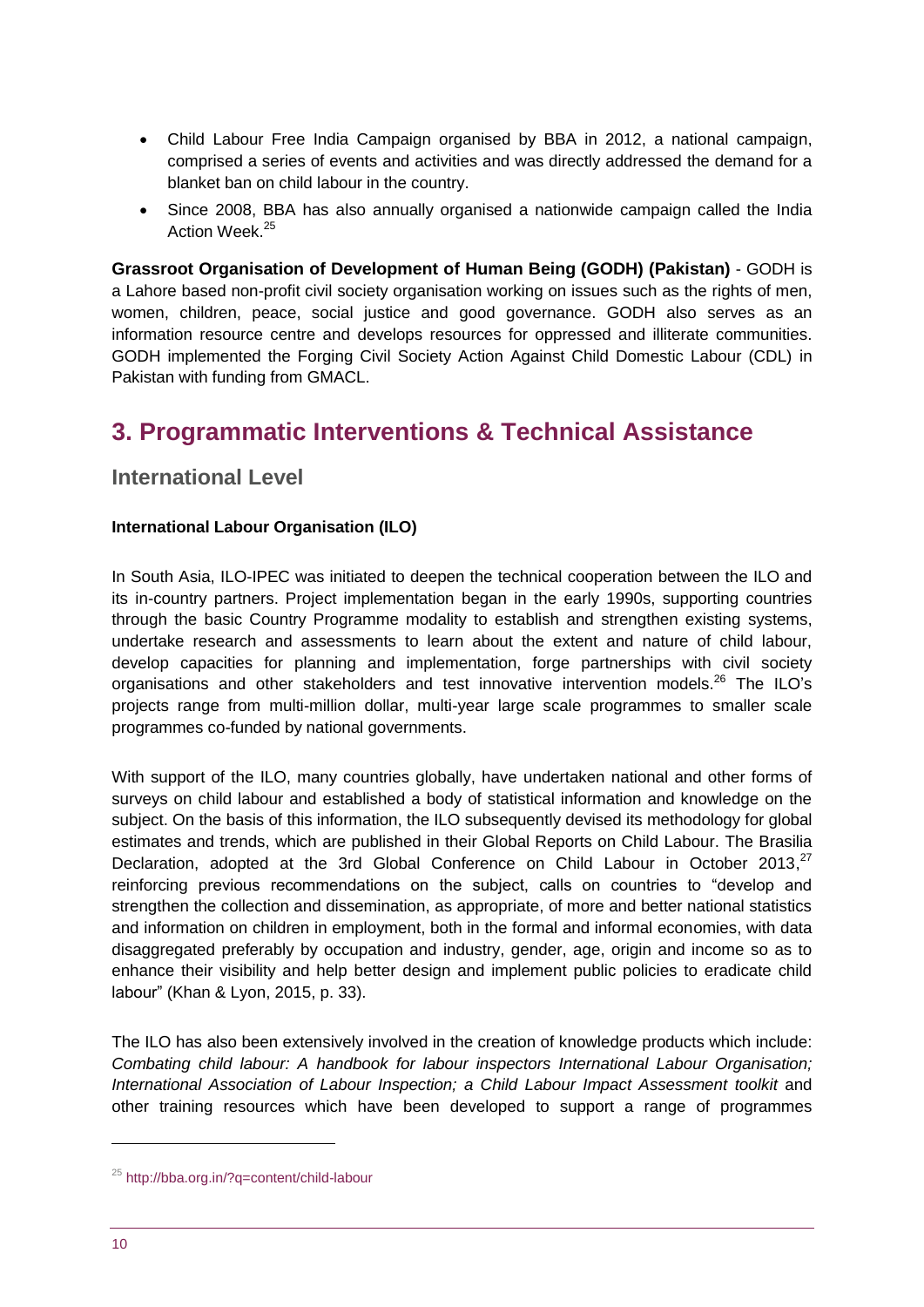- Child Labour Free India Campaign organised by BBA in 2012, a national campaign, comprised a series of events and activities and was directly addressed the demand for a blanket ban on child labour in the country.
- Since 2008, BBA has also annually organised a nationwide campaign called the India Action Week.[25]

**Grassroot Organisation of Development of Human Being (GODH) (Pakistan)** - GODH is a Lahore based non-profit civil society organisation working on issues such as the rights of men, women, children, peace, social justice and good governance. GODH also serves as an information resource centre and develops resources for oppressed and illiterate communities. GODH implemented the Forging Civil Society Action Against Child Domestic Labour (CDL) in Pakistan with funding from GMACL.

# 3. Programmatic Interventions & Technical Assistance

## International Level

**International Labour Organisation (ILO)**

In South Asia, ILO-IPEC was initiated to deepen the technical cooperation between the ILO and its in-country partners. Project implementation began in the early 1990s, supporting countries through the basic Country Programme modality to establish and strengthen existing systems, undertake research and assessments to learn about the extent and nature of child labour, develop capacities for planning and implementation, forge partnerships with civil society organisations and other stakeholders and test innovative intervention models.[26] The ILO's projects range from multi-million dollar, multi-year large scale programmes to smaller scale programmes co-funded by national governments.

With support of the ILO, many countries globally, have undertaken national and other forms of surveys on child labour and established a body of statistical information and knowledge on the subject. On the basis of this information, the ILO subsequently devised its methodology for global estimates and trends, which are published in their Global Reports on Child Labour. The Brasilia Declaration, adopted at the 3rd Global Conference on Child Labour in October 2013,[27] reinforcing previous recommendations on the subject, calls on countries to "develop and strengthen the collection and dissemination, as appropriate, of more and better national statistics and information on children in employment, both in the formal and informal economies, with data disaggregated preferably by occupation and industry, gender, age, origin and income so as to enhance their visibility and help better design and implement public policies to eradicate child labour" (Khan & Lyon, 2015, p. 33).

The ILO has also been extensively involved in the creation of knowledge products which include: *Combating child labour: A handbook for labour inspectors International Labour Organisation; International Association of Labour Inspection; a Child Labour Impact Assessment toolkit* and other training resources which have been developed to support a range of programmes

[25] http://bba.org.in/?q=content/child-labour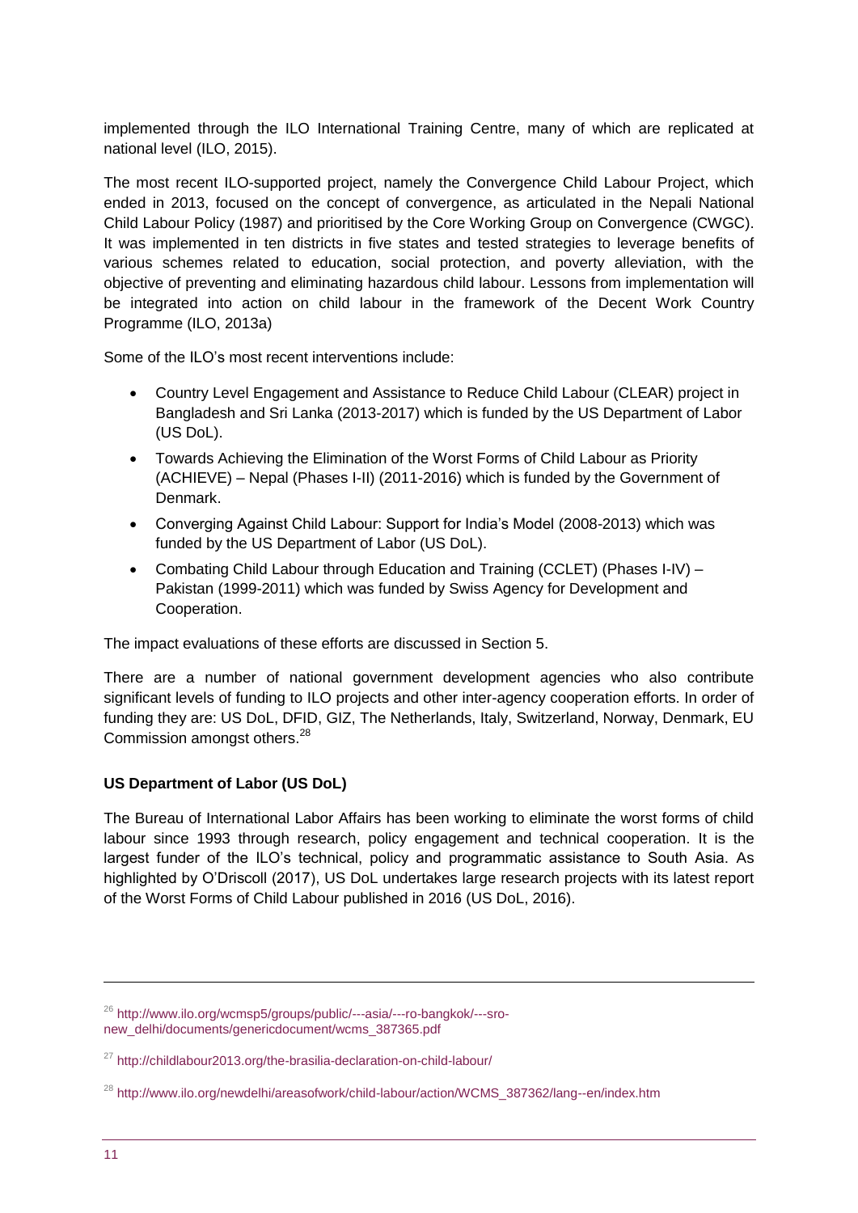implemented through the ILO International Training Centre, many of which are replicated at national level (ILO, 2015).

The most recent ILO-supported project, namely the Convergence Child Labour Project, which ended in 2013, focused on the concept of convergence, as articulated in the Nepali National Child Labour Policy (1987) and prioritised by the Core Working Group on Convergence (CWGC). It was implemented in ten districts in five states and tested strategies to leverage benefits of various schemes related to education, social protection, and poverty alleviation, with the objective of preventing and eliminating hazardous child labour. Lessons from implementation will be integrated into action on child labour in the framework of the Decent Work Country Programme (ILO, 2013a)

Some of the ILO's most recent interventions include:

- Country Level Engagement and Assistance to Reduce Child Labour (CLEAR) project in Bangladesh and Sri Lanka (2013-2017) which is funded by the US Department of Labor (US DoL).
- Towards Achieving the Elimination of the Worst Forms of Child Labour as Priority (ACHIEVE) – Nepal (Phases I-II) (2011-2016) which is funded by the Government of Denmark.
- Converging Against Child Labour: Support for India's Model (2008-2013) which was funded by the US Department of Labor (US DoL).
- Combating Child Labour through Education and Training (CCLET) (Phases I-IV) – Pakistan (1999-2011) which was funded by Swiss Agency for Development and Cooperation.

The impact evaluations of these efforts are discussed in Section 5.

There are a number of national government development agencies who also contribute significant levels of funding to ILO projects and other inter-agency cooperation efforts. In order of funding they are: US DoL, DFID, GIZ, The Netherlands, Italy, Switzerland, Norway, Denmark, EU Commission amongst others.[28]

**US Department of Labor (US DoL)**

The Bureau of International Labor Affairs has been working to eliminate the worst forms of child labour since 1993 through research, policy engagement and technical cooperation. It is the largest funder of the ILO's technical, policy and programmatic assistance to South Asia. As highlighted by O'Driscoll (2017), US DoL undertakes large research projects with its latest report of the Worst Forms of Child Labour published in 2016 (US DoL, 2016).

---

[26] http://www.ilo.org/wcmsp5/groups/public/---asia/---ro-bangkok/---sro-new_delhi/documents/genericdocument/wcms_387365.pdf

[27] http://childlabour2013.org/the-brasilia-declaration-on-child-labour/

[28] http://www.ilo.org/newdelhi/areasofwork/child-labour/action/WCMS_387362/lang--en/index.htm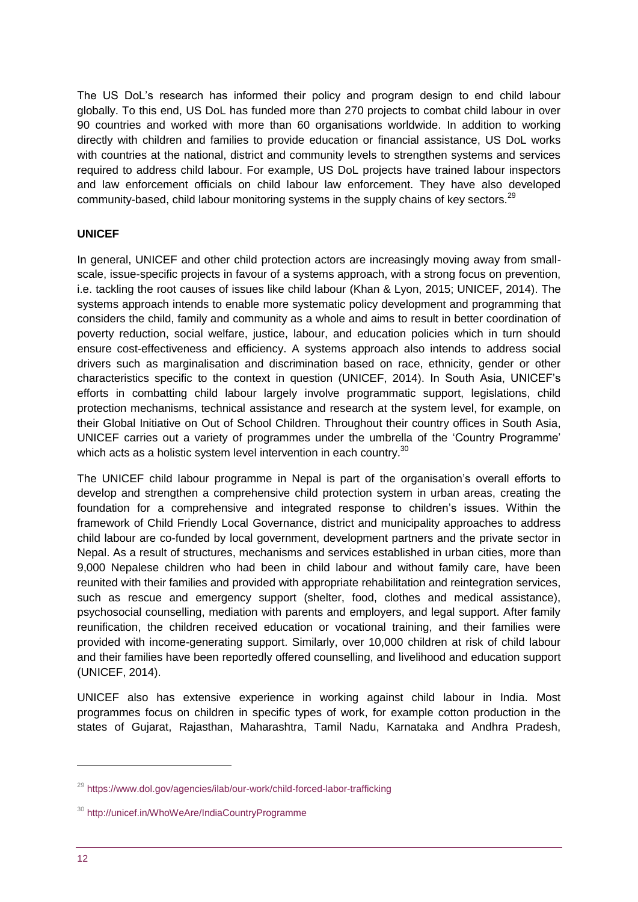The US DoL's research has informed their policy and program design to end child labour globally. To this end, US DoL has funded more than 270 projects to combat child labour in over 90 countries and worked with more than 60 organisations worldwide. In addition to working directly with children and families to provide education or financial assistance, US DoL works with countries at the national, district and community levels to strengthen systems and services required to address child labour. For example, US DoL projects have trained labour inspectors and law enforcement officials on child labour law enforcement. They have also developed community-based, child labour monitoring systems in the supply chains of key sectors.[29]

**UNICEF**

In general, UNICEF and other child protection actors are increasingly moving away from small-scale, issue-specific projects in favour of a systems approach, with a strong focus on prevention, i.e. tackling the root causes of issues like child labour (Khan & Lyon, 2015; UNICEF, 2014). The systems approach intends to enable more systematic policy development and programming that considers the child, family and community as a whole and aims to result in better coordination of poverty reduction, social welfare, justice, labour, and education policies which in turn should ensure cost-effectiveness and efficiency. A systems approach also intends to address social drivers such as marginalisation and discrimination based on race, ethnicity, gender or other characteristics specific to the context in question (UNICEF, 2014). In South Asia, UNICEF's efforts in combatting child labour largely involve programmatic support, legislations, child protection mechanisms, technical assistance and research at the system level, for example, on their Global Initiative on Out of School Children. Throughout their country offices in South Asia, UNICEF carries out a variety of programmes under the umbrella of the 'Country Programme' which acts as a holistic system level intervention in each country.[30]

The UNICEF child labour programme in Nepal is part of the organisation's overall efforts to develop and strengthen a comprehensive child protection system in urban areas, creating the foundation for a comprehensive and integrated response to children's issues. Within the framework of Child Friendly Local Governance, district and municipality approaches to address child labour are co-funded by local government, development partners and the private sector in Nepal. As a result of structures, mechanisms and services established in urban cities, more than 9,000 Nepalese children who had been in child labour and without family care, have been reunited with their families and provided with appropriate rehabilitation and reintegration services, such as rescue and emergency support (shelter, food, clothes and medical assistance), psychosocial counselling, mediation with parents and employers, and legal support. After family reunification, the children received education or vocational training, and their families were provided with income-generating support. Similarly, over 10,000 children at risk of child labour and their families have been reportedly offered counselling, and livelihood and education support (UNICEF, 2014).

UNICEF also has extensive experience in working against child labour in India. Most programmes focus on children in specific types of work, for example cotton production in the states of Gujarat, Rajasthan, Maharashtra, Tamil Nadu, Karnataka and Andhra Pradesh,

---

[29] https://www.dol.gov/agencies/ilab/our-work/child-forced-labor-trafficking

[30] http://unicef.in/WhoWeAre/IndiaCountryProgramme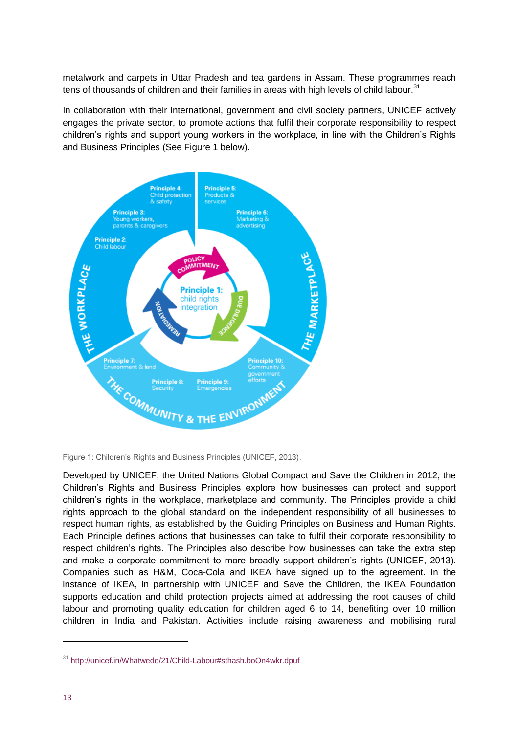metalwork and carpets in Uttar Pradesh and tea gardens in Assam. These programmes reach tens of thousands of children and their families in areas with high levels of child labour.[31]

In collaboration with their international, government and civil society partners, UNICEF actively engages the private sector, to promote actions that fulfil their corporate responsibility to respect children's rights and support young workers in the workplace, in line with the Children's Rights and Business Principles (See Figure 1 below).

Figure 1: Children's Rights and Business Principles (UNICEF, 2013).

Developed by UNICEF, the United Nations Global Compact and Save the Children in 2012, the Children's Rights and Business Principles explore how businesses can protect and support children's rights in the workplace, marketplace and community. The Principles provide a child rights approach to the global standard on the independent responsibility of all businesses to respect human rights, as established by the Guiding Principles on Business and Human Rights. Each Principle defines actions that businesses can take to fulfil their corporate responsibility to respect children's rights. The Principles also describe how businesses can take the extra step and make a corporate commitment to more broadly support children's rights (UNICEF, 2013). Companies such as H&M, Coca-Cola and IKEA have signed up to the agreement. In the instance of IKEA, in partnership with UNICEF and Save the Children, the IKEA Foundation supports education and child protection projects aimed at addressing the root causes of child labour and promoting quality education for children aged 6 to 14, benefiting over 10 million children in India and Pakistan. Activities include raising awareness and mobilising rural

[31] http://unicef.in/Whatwedo/21/Child-Labour#sthash.boOn4wkr.dpuf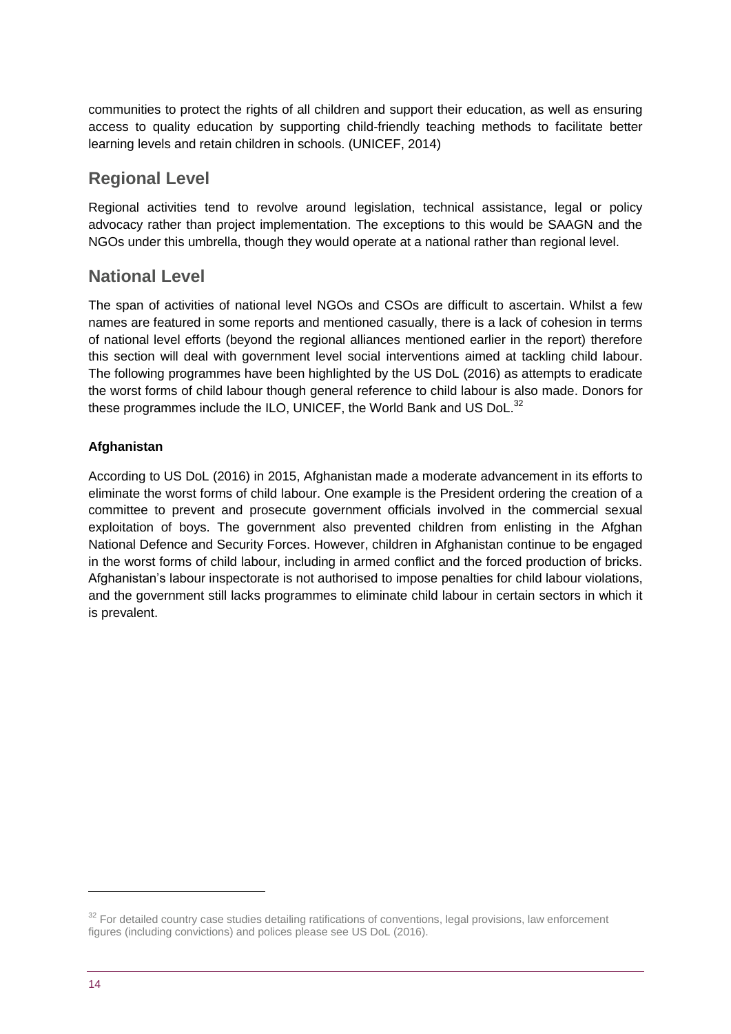communities to protect the rights of all children and support their education, as well as ensuring access to quality education by supporting child-friendly teaching methods to facilitate better learning levels and retain children in schools. (UNICEF, 2014)

## Regional Level

Regional activities tend to revolve around legislation, technical assistance, legal or policy advocacy rather than project implementation. The exceptions to this would be SAAGN and the NGOs under this umbrella, though they would operate at a national rather than regional level.

## National Level

The span of activities of national level NGOs and CSOs are difficult to ascertain. Whilst a few names are featured in some reports and mentioned casually, there is a lack of cohesion in terms of national level efforts (beyond the regional alliances mentioned earlier in the report) therefore this section will deal with government level social interventions aimed at tackling child labour. The following programmes have been highlighted by the US DoL (2016) as attempts to eradicate the worst forms of child labour though general reference to child labour is also made. Donors for these programmes include the ILO, UNICEF, the World Bank and US DoL.[32]

**Afghanistan**

According to US DoL (2016) in 2015, Afghanistan made a moderate advancement in its efforts to eliminate the worst forms of child labour. One example is the President ordering the creation of a committee to prevent and prosecute government officials involved in the commercial sexual exploitation of boys. The government also prevented children from enlisting in the Afghan National Defence and Security Forces. However, children in Afghanistan continue to be engaged in the worst forms of child labour, including in armed conflict and the forced production of bricks. Afghanistan's labour inspectorate is not authorised to impose penalties for child labour violations, and the government still lacks programmes to eliminate child labour in certain sectors in which it is prevalent.

[32] For detailed country case studies detailing ratifications of conventions, legal provisions, law enforcement figures (including convictions) and polices please see US DoL (2016).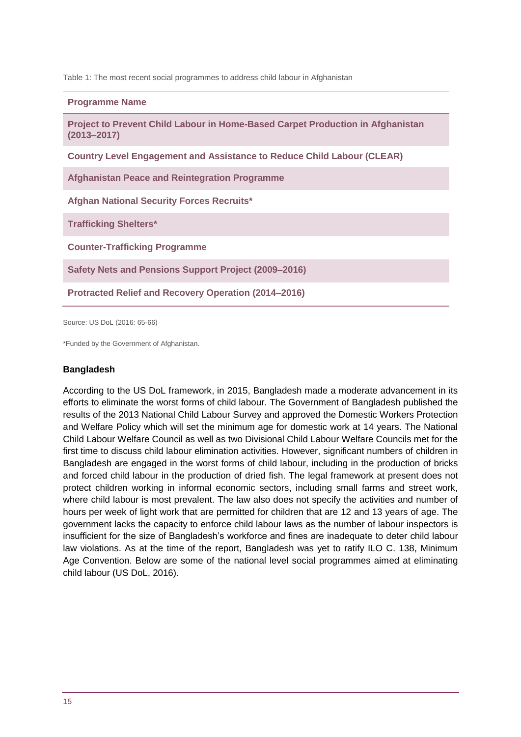Table 1: The most recent social programmes to address child labour in Afghanistan

| Programme Name |
| --- |
| Project to Prevent Child Labour in Home-Based Carpet Production in Afghanistan (2013–2017) |
| Country Level Engagement and Assistance to Reduce Child Labour (CLEAR) |
| Afghanistan Peace and Reintegration Programme |
| Afghan National Security Forces Recruits* |
| Trafficking Shelters* |
| Counter-Trafficking Programme |
| Safety Nets and Pensions Support Project (2009–2016) |
| Protracted Relief and Recovery Operation (2014–2016) |

Source: US DoL (2016: 65-66)

*Funded by the Government of Afghanistan.

### Bangladesh

According to the US DoL framework, in 2015, Bangladesh made a moderate advancement in its efforts to eliminate the worst forms of child labour. The Government of Bangladesh published the results of the 2013 National Child Labour Survey and approved the Domestic Workers Protection and Welfare Policy which will set the minimum age for domestic work at 14 years. The National Child Labour Welfare Council as well as two Divisional Child Labour Welfare Councils met for the first time to discuss child labour elimination activities. However, significant numbers of children in Bangladesh are engaged in the worst forms of child labour, including in the production of bricks and forced child labour in the production of dried fish. The legal framework at present does not protect children working in informal economic sectors, including small farms and street work, where child labour is most prevalent. The law also does not specify the activities and number of hours per week of light work that are permitted for children that are 12 and 13 years of age. The government lacks the capacity to enforce child labour laws as the number of labour inspectors is insufficient for the size of Bangladesh's workforce and fines are inadequate to deter child labour law violations. As at the time of the report, Bangladesh was yet to ratify ILO C. 138, Minimum Age Convention. Below are some of the national level social programmes aimed at eliminating child labour (US DoL, 2016).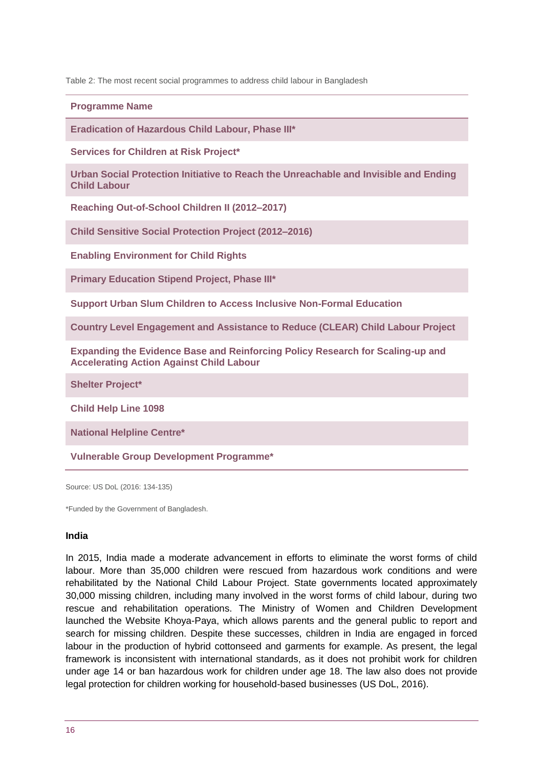Table 2: The most recent social programmes to address child labour in Bangladesh

| Programme Name |
| --- |
| Eradication of Hazardous Child Labour, Phase III* |
| Services for Children at Risk Project* |
| Urban Social Protection Initiative to Reach the Unreachable and Invisible and Ending Child Labour |
| Reaching Out-of-School Children II (2012–2017) |
| Child Sensitive Social Protection Project (2012–2016) |
| Enabling Environment for Child Rights |
| Primary Education Stipend Project, Phase III* |
| Support Urban Slum Children to Access Inclusive Non-Formal Education |
| Country Level Engagement and Assistance to Reduce (CLEAR) Child Labour Project |
| Expanding the Evidence Base and Reinforcing Policy Research for Scaling-up and Accelerating Action Against Child Labour |
| Shelter Project* |
| Child Help Line 1098 |
| National Helpline Centre* |
| Vulnerable Group Development Programme* |

Source: US DoL (2016: 134-135)

*Funded by the Government of Bangladesh.

### India

In 2015, India made a moderate advancement in efforts to eliminate the worst forms of child labour. More than 35,000 children were rescued from hazardous work conditions and were rehabilitated by the National Child Labour Project. State governments located approximately 30,000 missing children, including many involved in the worst forms of child labour, during two rescue and rehabilitation operations. The Ministry of Women and Children Development launched the Website Khoya-Paya, which allows parents and the general public to report and search for missing children. Despite these successes, children in India are engaged in forced labour in the production of hybrid cottonseed and garments for example. As present, the legal framework is inconsistent with international standards, as it does not prohibit work for children under age 14 or ban hazardous work for children under age 18. The law also does not provide legal protection for children working for household-based businesses (US DoL, 2016).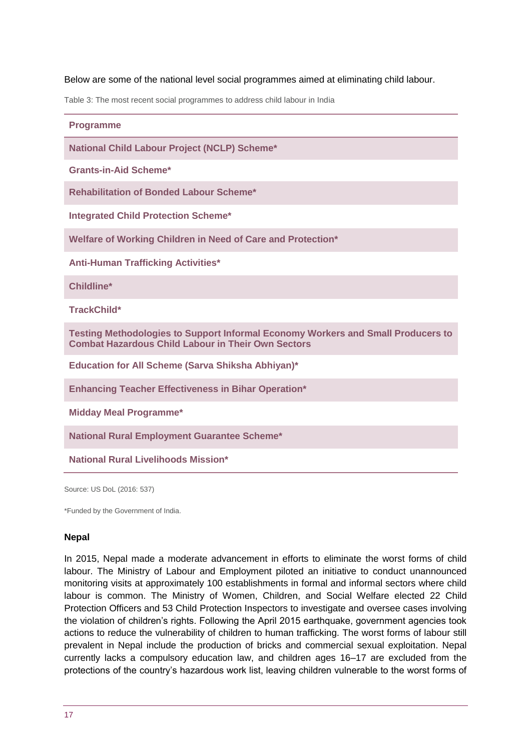Below are some of the national level social programmes aimed at eliminating child labour.

Table 3: The most recent social programmes to address child labour in India

| Programme |
| --- |
| **National Child Labour Project (NCLP) Scheme*** |
| **Grants-in-Aid Scheme*** |
| **Rehabilitation of Bonded Labour Scheme*** |
| **Integrated Child Protection Scheme*** |
| **Welfare of Working Children in Need of Care and Protection*** |
| **Anti-Human Trafficking Activities*** |
| **Childline*** |
| **TrackChild*** |
| **Testing Methodologies to Support Informal Economy Workers and Small Producers to Combat Hazardous Child Labour in Their Own Sectors** |
| **Education for All Scheme (Sarva Shiksha Abhiyan)*** |
| **Enhancing Teacher Effectiveness in Bihar Operation*** |
| **Midday Meal Programme*** |
| **National Rural Employment Guarantee Scheme*** |
| **National Rural Livelihoods Mission*** |

Source: US DoL (2016: 537)

*Funded by the Government of India.

### Nepal

In 2015, Nepal made a moderate advancement in efforts to eliminate the worst forms of child labour. The Ministry of Labour and Employment piloted an initiative to conduct unannounced monitoring visits at approximately 100 establishments in formal and informal sectors where child labour is common. The Ministry of Women, Children, and Social Welfare elected 22 Child Protection Officers and 53 Child Protection Inspectors to investigate and oversee cases involving the violation of children's rights. Following the April 2015 earthquake, government agencies took actions to reduce the vulnerability of children to human trafficking. The worst forms of labour still prevalent in Nepal include the production of bricks and commercial sexual exploitation. Nepal currently lacks a compulsory education law, and children ages 16–17 are excluded from the protections of the country's hazardous work list, leaving children vulnerable to the worst forms of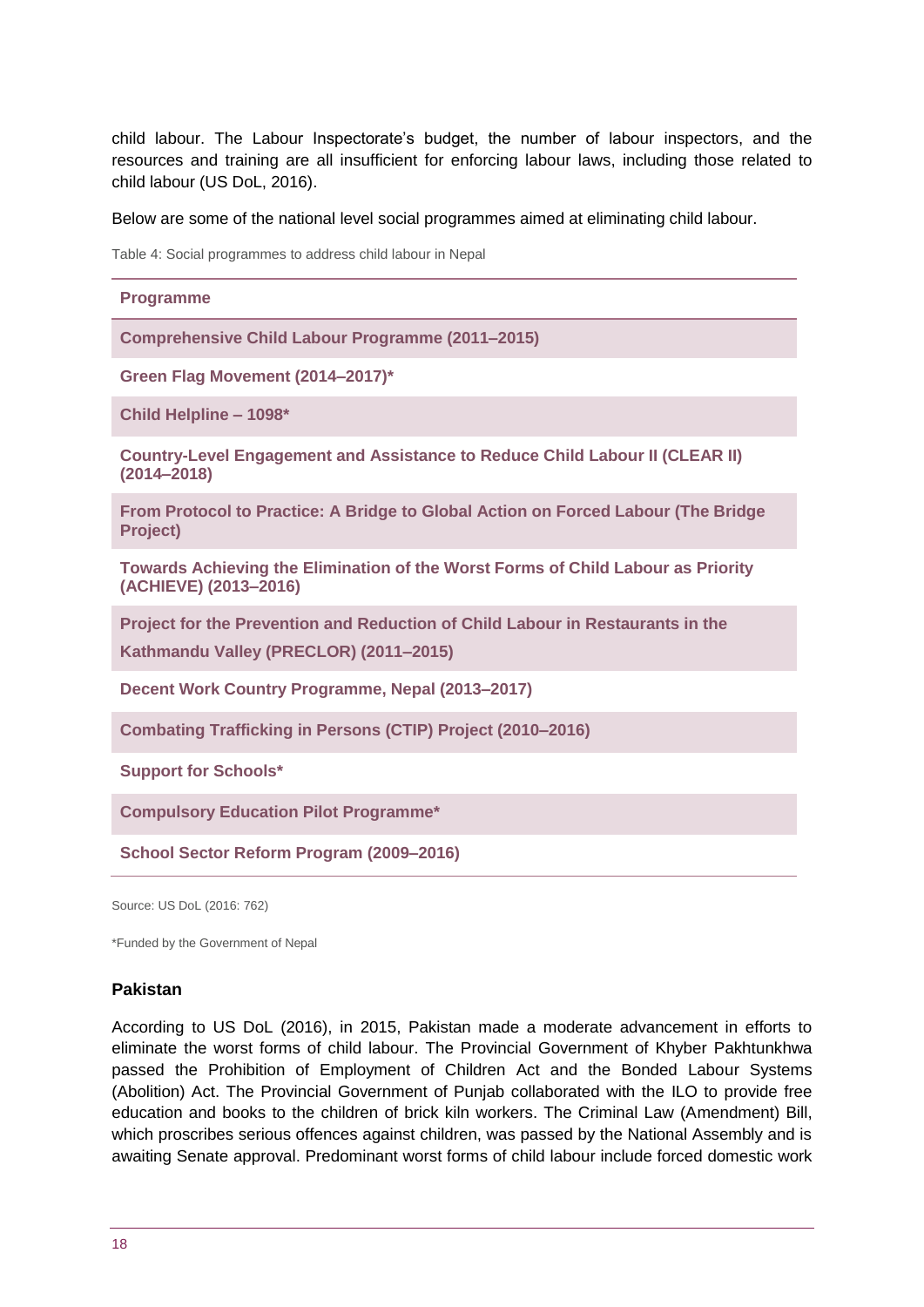child labour. The Labour Inspectorate's budget, the number of labour inspectors, and the resources and training are all insufficient for enforcing labour laws, including those related to child labour (US DoL, 2016).

Below are some of the national level social programmes aimed at eliminating child labour.

Table 4: Social programmes to address child labour in Nepal

| Programme |
|---|
| Comprehensive Child Labour Programme (2011–2015) |
| Green Flag Movement (2014–2017)* |
| Child Helpline – 1098* |
| Country-Level Engagement and Assistance to Reduce Child Labour II (CLEAR II) (2014–2018) |
| From Protocol to Practice: A Bridge to Global Action on Forced Labour (The Bridge Project) |
| Towards Achieving the Elimination of the Worst Forms of Child Labour as Priority (ACHIEVE) (2013–2016) |
| Project for the Prevention and Reduction of Child Labour in Restaurants in the Kathmandu Valley (PRECLOR) (2011–2015) |
| Decent Work Country Programme, Nepal (2013–2017) |
| Combating Trafficking in Persons (CTIP) Project (2010–2016) |
| Support for Schools* |
| Compulsory Education Pilot Programme* |
| School Sector Reform Program (2009–2016) |

Source: US DoL (2016: 762)

*Funded by the Government of Nepal

### Pakistan

According to US DoL (2016), in 2015, Pakistan made a moderate advancement in efforts to eliminate the worst forms of child labour. The Provincial Government of Khyber Pakhtunkhwa passed the Prohibition of Employment of Children Act and the Bonded Labour Systems (Abolition) Act. The Provincial Government of Punjab collaborated with the ILO to provide free education and books to the children of brick kiln workers. The Criminal Law (Amendment) Bill, which proscribes serious offences against children, was passed by the National Assembly and is awaiting Senate approval. Predominant worst forms of child labour include forced domestic work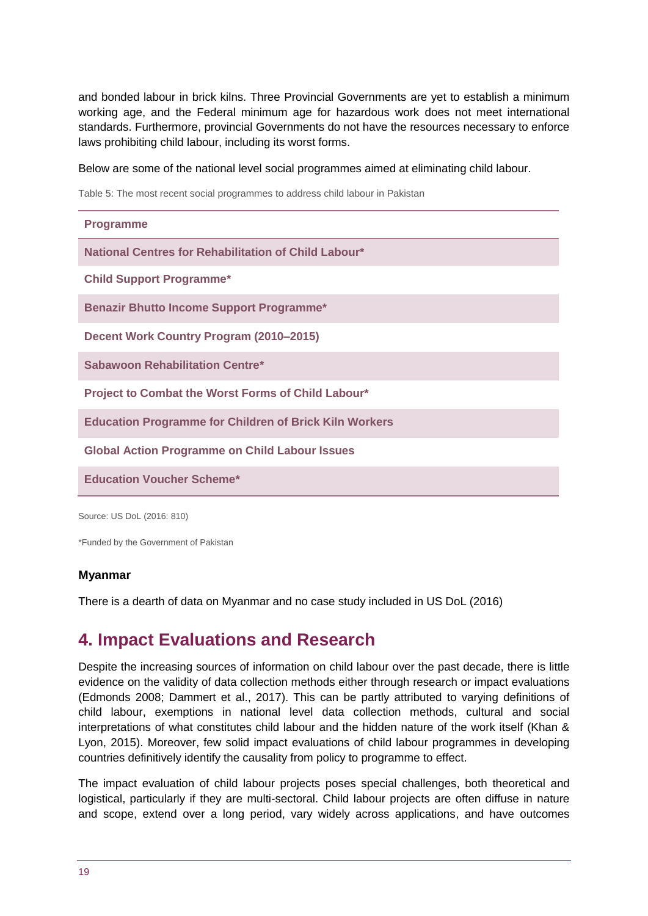and bonded labour in brick kilns. Three Provincial Governments are yet to establish a minimum working age, and the Federal minimum age for hazardous work does not meet international standards. Furthermore, provincial Governments do not have the resources necessary to enforce laws prohibiting child labour, including its worst forms.

Below are some of the national level social programmes aimed at eliminating child labour.

Table 5: The most recent social programmes to address child labour in Pakistan

| Programme |
|---|
| National Centres for Rehabilitation of Child Labour* |
| Child Support Programme* |
| Benazir Bhutto Income Support Programme* |
| Decent Work Country Program (2010–2015) |
| Sabawoon Rehabilitation Centre* |
| Project to Combat the Worst Forms of Child Labour* |
| Education Programme for Children of Brick Kiln Workers |
| Global Action Programme on Child Labour Issues |
| Education Voucher Scheme* |

Source: US DoL (2016: 810)

*Funded by the Government of Pakistan

**Myanmar**

There is a dearth of data on Myanmar and no case study included in US DoL (2016)

## 4. Impact Evaluations and Research

Despite the increasing sources of information on child labour over the past decade, there is little evidence on the validity of data collection methods either through research or impact evaluations (Edmonds 2008; Dammert et al., 2017). This can be partly attributed to varying definitions of child labour, exemptions in national level data collection methods, cultural and social interpretations of what constitutes child labour and the hidden nature of the work itself (Khan & Lyon, 2015). Moreover, few solid impact evaluations of child labour programmes in developing countries definitively identify the causality from policy to programme to effect.

The impact evaluation of child labour projects poses special challenges, both theoretical and logistical, particularly if they are multi-sectoral. Child labour projects are often diffuse in nature and scope, extend over a long period, vary widely across applications, and have outcomes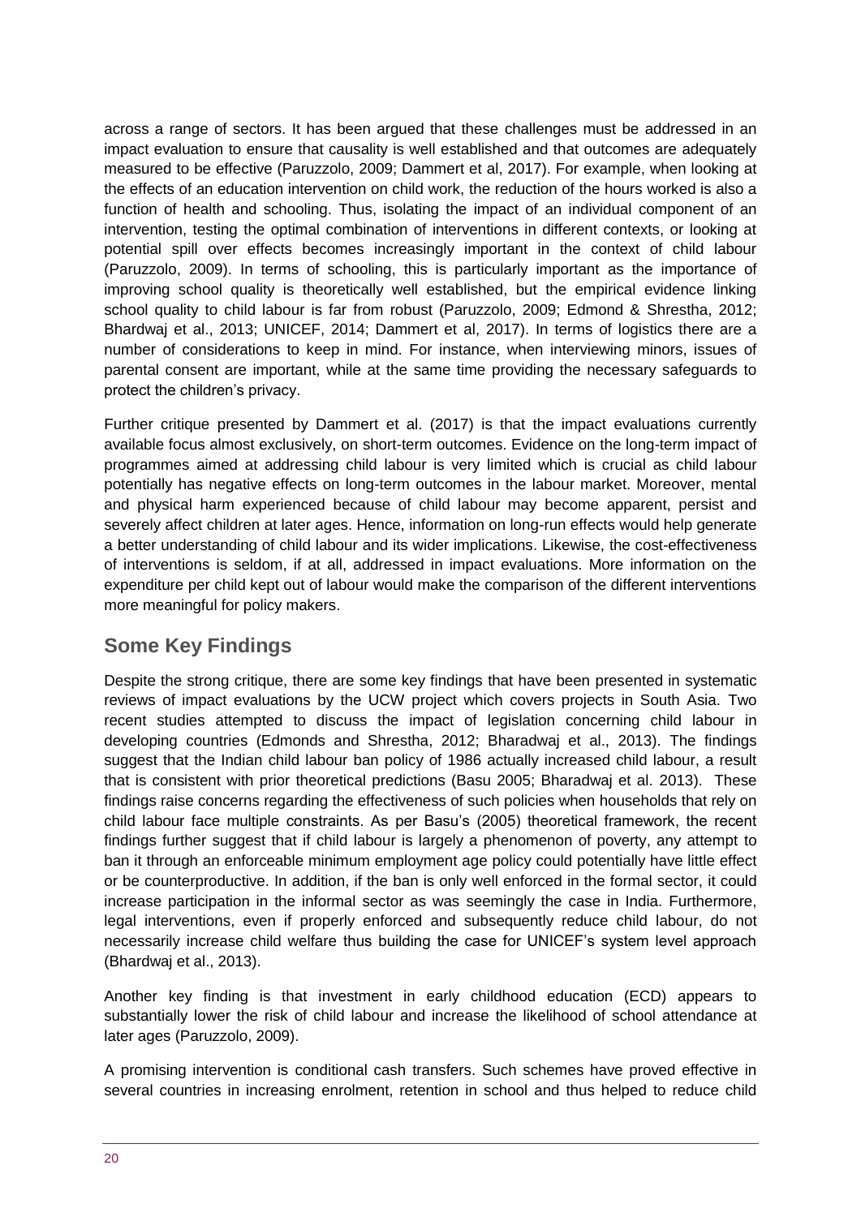across a range of sectors. It has been argued that these challenges must be addressed in an impact evaluation to ensure that causality is well established and that outcomes are adequately measured to be effective (Paruzzolo, 2009; Dammert et al, 2017). For example, when looking at the effects of an education intervention on child work, the reduction of the hours worked is also a function of health and schooling. Thus, isolating the impact of an individual component of an intervention, testing the optimal combination of interventions in different contexts, or looking at potential spill over effects becomes increasingly important in the context of child labour (Paruzzolo, 2009). In terms of schooling, this is particularly important as the importance of improving school quality is theoretically well established, but the empirical evidence linking school quality to child labour is far from robust (Paruzzolo, 2009; Edmond & Shrestha, 2012; Bhardwaj et al., 2013; UNICEF, 2014; Dammert et al, 2017). In terms of logistics there are a number of considerations to keep in mind. For instance, when interviewing minors, issues of parental consent are important, while at the same time providing the necessary safeguards to protect the children's privacy.

Further critique presented by Dammert et al. (2017) is that the impact evaluations currently available focus almost exclusively, on short-term outcomes. Evidence on the long-term impact of programmes aimed at addressing child labour is very limited which is crucial as child labour potentially has negative effects on long-term outcomes in the labour market. Moreover, mental and physical harm experienced because of child labour may become apparent, persist and severely affect children at later ages. Hence, information on long-run effects would help generate a better understanding of child labour and its wider implications. Likewise, the cost-effectiveness of interventions is seldom, if at all, addressed in impact evaluations. More information on the expenditure per child kept out of labour would make the comparison of the different interventions more meaningful for policy makers.

## Some Key Findings

Despite the strong critique, there are some key findings that have been presented in systematic reviews of impact evaluations by the UCW project which covers projects in South Asia. Two recent studies attempted to discuss the impact of legislation concerning child labour in developing countries (Edmonds and Shrestha, 2012; Bharadwaj et al., 2013). The findings suggest that the Indian child labour ban policy of 1986 actually increased child labour, a result that is consistent with prior theoretical predictions (Basu 2005; Bharadwaj et al. 2013). These findings raise concerns regarding the effectiveness of such policies when households that rely on child labour face multiple constraints. As per Basu's (2005) theoretical framework, the recent findings further suggest that if child labour is largely a phenomenon of poverty, any attempt to ban it through an enforceable minimum employment age policy could potentially have little effect or be counterproductive. In addition, if the ban is only well enforced in the formal sector, it could increase participation in the informal sector as was seemingly the case in India. Furthermore, legal interventions, even if properly enforced and subsequently reduce child labour, do not necessarily increase child welfare thus building the case for UNICEF's system level approach (Bhardwaj et al., 2013).

Another key finding is that investment in early childhood education (ECD) appears to substantially lower the risk of child labour and increase the likelihood of school attendance at later ages (Paruzzolo, 2009).

A promising intervention is conditional cash transfers. Such schemes have proved effective in several countries in increasing enrolment, retention in school and thus helped to reduce child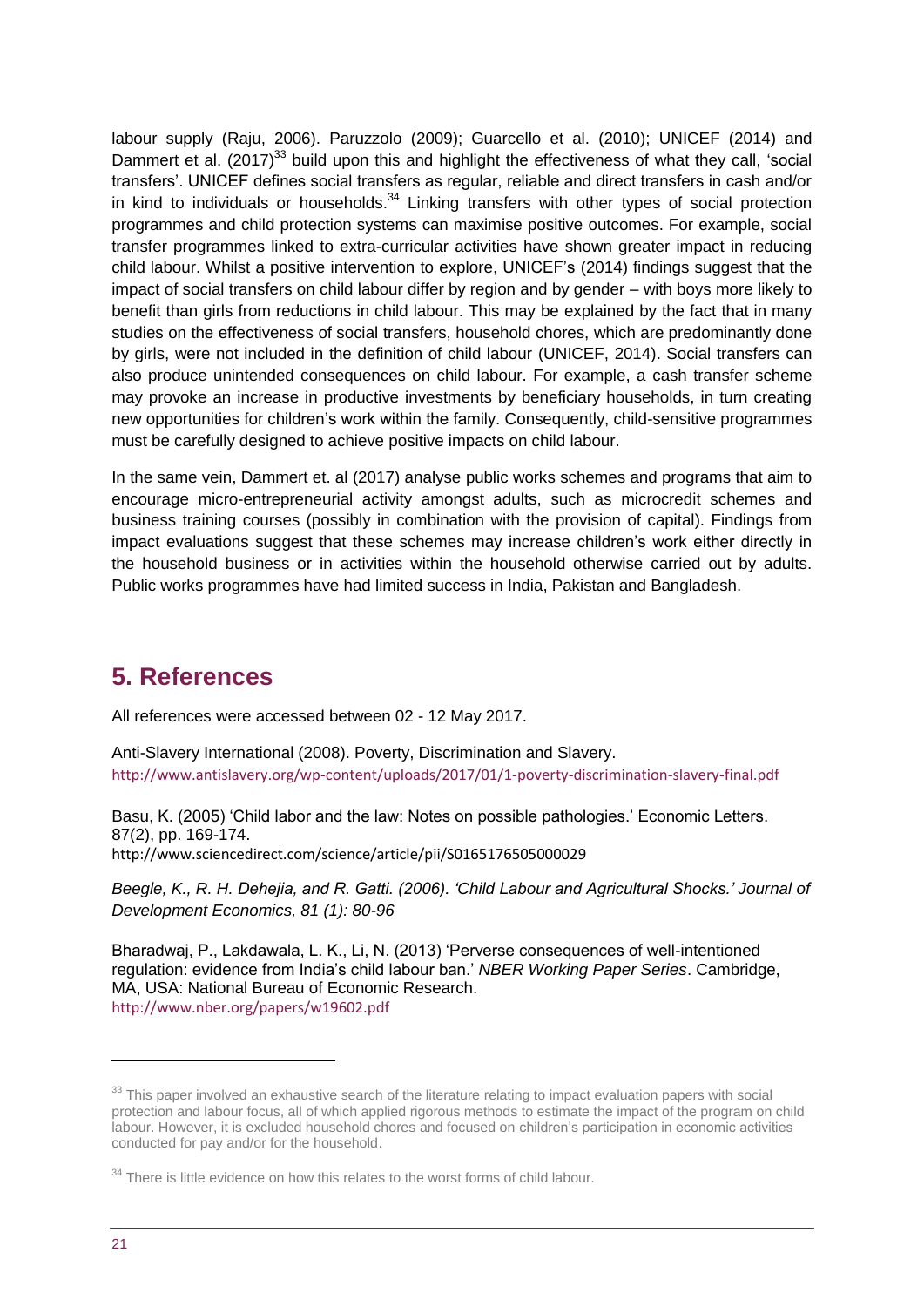labour supply (Raju, 2006). Paruzzolo (2009); Guarcello et al. (2010); UNICEF (2014) and Dammert et al. (2017)[33] build upon this and highlight the effectiveness of what they call, 'social transfers'. UNICEF defines social transfers as regular, reliable and direct transfers in cash and/or in kind to individuals or households.[34] Linking transfers with other types of social protection programmes and child protection systems can maximise positive outcomes. For example, social transfer programmes linked to extra-curricular activities have shown greater impact in reducing child labour. Whilst a positive intervention to explore, UNICEF's (2014) findings suggest that the impact of social transfers on child labour differ by region and by gender – with boys more likely to benefit than girls from reductions in child labour. This may be explained by the fact that in many studies on the effectiveness of social transfers, household chores, which are predominantly done by girls, were not included in the definition of child labour (UNICEF, 2014). Social transfers can also produce unintended consequences on child labour. For example, a cash transfer scheme may provoke an increase in productive investments by beneficiary households, in turn creating new opportunities for children's work within the family. Consequently, child-sensitive programmes must be carefully designed to achieve positive impacts on child labour.

In the same vein, Dammert et. al (2017) analyse public works schemes and programs that aim to encourage micro-entrepreneurial activity amongst adults, such as microcredit schemes and business training courses (possibly in combination with the provision of capital). Findings from impact evaluations suggest that these schemes may increase children's work either directly in the household business or in activities within the household otherwise carried out by adults. Public works programmes have had limited success in India, Pakistan and Bangladesh.

## 5. References

All references were accessed between 02 - 12 May 2017.

Anti-Slavery International (2008). Poverty, Discrimination and Slavery.
http://www.antislavery.org/wp-content/uploads/2017/01/1-poverty-discrimination-slavery-final.pdf

Basu, K. (2005) 'Child labor and the law: Notes on possible pathologies.' Economic Letters. 87(2), pp. 169-174.
http://www.sciencedirect.com/science/article/pii/S0165176505000029

*Beegle, K., R. H. Dehejia, and R. Gatti. (2006). 'Child Labour and Agricultural Shocks.' Journal of Development Economics, 81 (1): 80-96*

Bharadwaj, P., Lakdawala, L. K., Li, N. (2013) 'Perverse consequences of well-intentioned regulation: evidence from India's child labour ban.' *NBER Working Paper Series*. Cambridge, MA, USA: National Bureau of Economic Research.
http://www.nber.org/papers/w19602.pdf

---

[33] This paper involved an exhaustive search of the literature relating to impact evaluation papers with social protection and labour focus, all of which applied rigorous methods to estimate the impact of the program on child labour. However, it is excluded household chores and focused on children's participation in economic activities conducted for pay and/or for the household.

[34] There is little evidence on how this relates to the worst forms of child labour.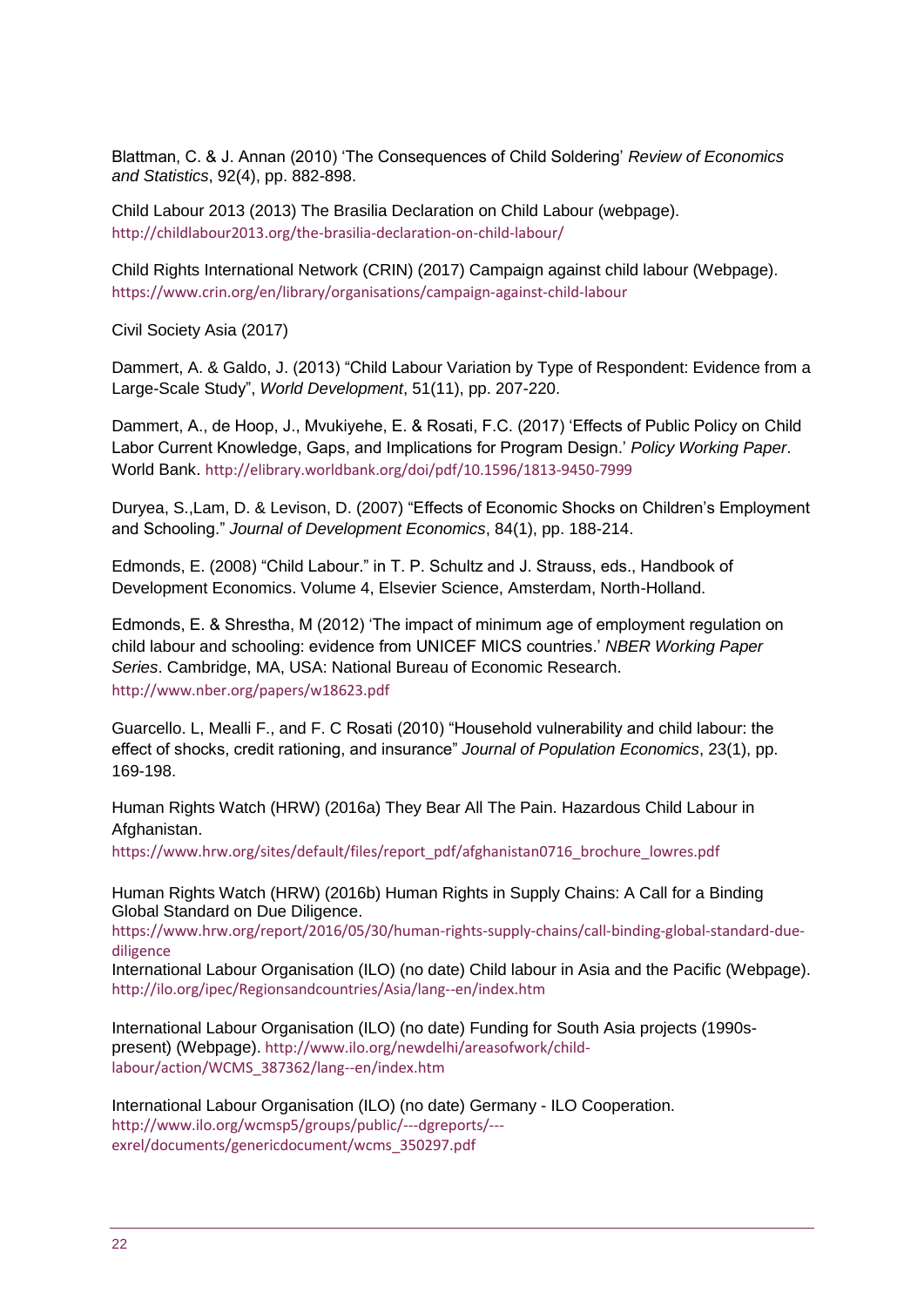Blattman, C. & J. Annan (2010) 'The Consequences of Child Soldering' *Review of Economics and Statistics*, 92(4), pp. 882-898.

Child Labour 2013 (2013) The Brasilia Declaration on Child Labour (webpage). http://childlabour2013.org/the-brasilia-declaration-on-child-labour/

Child Rights International Network (CRIN) (2017) Campaign against child labour (Webpage). https://www.crin.org/en/library/organisations/campaign-against-child-labour

Civil Society Asia (2017)

Dammert, A. & Galdo, J. (2013) "Child Labour Variation by Type of Respondent: Evidence from a Large-Scale Study", *World Development*, 51(11), pp. 207-220.

Dammert, A., de Hoop, J., Mvukiyehe, E. & Rosati, F.C. (2017) 'Effects of Public Policy on Child Labor Current Knowledge, Gaps, and Implications for Program Design.' *Policy Working Paper*. World Bank. http://elibrary.worldbank.org/doi/pdf/10.1596/1813-9450-7999

Duryea, S.,Lam, D. & Levison, D. (2007) "Effects of Economic Shocks on Children's Employment and Schooling." *Journal of Development Economics*, 84(1), pp. 188-214.

Edmonds, E. (2008) "Child Labour." in T. P. Schultz and J. Strauss, eds., Handbook of Development Economics. Volume 4, Elsevier Science, Amsterdam, North-Holland.

Edmonds, E. & Shrestha, M (2012) 'The impact of minimum age of employment regulation on child labour and schooling: evidence from UNICEF MICS countries.' *NBER Working Paper Series*. Cambridge, MA, USA: National Bureau of Economic Research. http://www.nber.org/papers/w18623.pdf

Guarcello. L, Mealli F., and F. C Rosati (2010) "Household vulnerability and child labour: the effect of shocks, credit rationing, and insurance" *Journal of Population Economics*, 23(1), pp. 169-198.

Human Rights Watch (HRW) (2016a) They Bear All The Pain. Hazardous Child Labour in Afghanistan. https://www.hrw.org/sites/default/files/report_pdf/afghanistan0716_brochure_lowres.pdf

Human Rights Watch (HRW) (2016b) Human Rights in Supply Chains: A Call for a Binding Global Standard on Due Diligence. https://www.hrw.org/report/2016/05/30/human-rights-supply-chains/call-binding-global-standard-due-diligence

International Labour Organisation (ILO) (no date) Child labour in Asia and the Pacific (Webpage). http://ilo.org/ipec/Regionsandcountries/Asia/lang--en/index.htm

International Labour Organisation (ILO) (no date) Funding for South Asia projects (1990s-present) (Webpage). http://www.ilo.org/newdelhi/areasofwork/child-labour/action/WCMS_387362/lang--en/index.htm

International Labour Organisation (ILO) (no date) Germany - ILO Cooperation. http://www.ilo.org/wcmsp5/groups/public/---dgreports/---exrel/documents/genericdocument/wcms_350297.pdf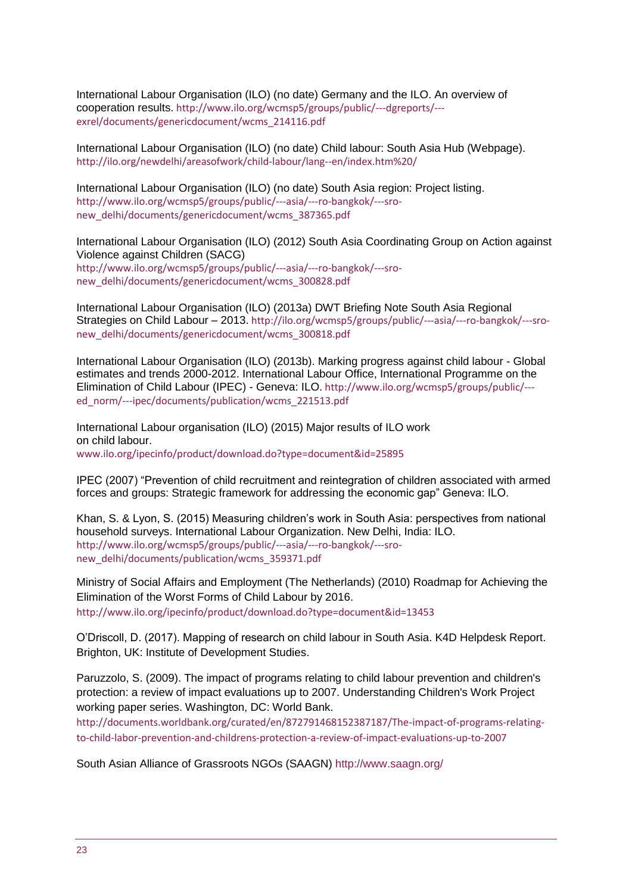International Labour Organisation (ILO) (no date) Germany and the ILO. An overview of cooperation results. http://www.ilo.org/wcmsp5/groups/public/---dgreports/---exrel/documents/genericdocument/wcms_214116.pdf

International Labour Organisation (ILO) (no date) Child labour: South Asia Hub (Webpage). http://ilo.org/newdelhi/areasofwork/child-labour/lang--en/index.htm%20/

International Labour Organisation (ILO) (no date) South Asia region: Project listing. http://www.ilo.org/wcmsp5/groups/public/---asia/---ro-bangkok/---sro-new_delhi/documents/genericdocument/wcms_387365.pdf

International Labour Organisation (ILO) (2012) South Asia Coordinating Group on Action against Violence against Children (SACG) http://www.ilo.org/wcmsp5/groups/public/---asia/---ro-bangkok/---sro-new_delhi/documents/genericdocument/wcms_300828.pdf

International Labour Organisation (ILO) (2013a) DWT Briefing Note South Asia Regional Strategies on Child Labour – 2013. http://ilo.org/wcmsp5/groups/public/---asia/---ro-bangkok/---sro-new_delhi/documents/genericdocument/wcms_300818.pdf

International Labour Organisation (ILO) (2013b). Marking progress against child labour - Global estimates and trends 2000-2012. International Labour Office, International Programme on the Elimination of Child Labour (IPEC) - Geneva: ILO. http://www.ilo.org/wcmsp5/groups/public/---ed_norm/---ipec/documents/publication/wcms_221513.pdf

International Labour organisation (ILO) (2015) Major results of ILO work on child labour. www.ilo.org/ipecinfo/product/download.do?type=document&id=25895

IPEC (2007) "Prevention of child recruitment and reintegration of children associated with armed forces and groups: Strategic framework for addressing the economic gap" Geneva: ILO.

Khan, S. & Lyon, S. (2015) Measuring children's work in South Asia: perspectives from national household surveys. International Labour Organization. New Delhi, India: ILO. http://www.ilo.org/wcmsp5/groups/public/---asia/---ro-bangkok/---sro-new_delhi/documents/publication/wcms_359371.pdf

Ministry of Social Affairs and Employment (The Netherlands) (2010) Roadmap for Achieving the Elimination of the Worst Forms of Child Labour by 2016. http://www.ilo.org/ipecinfo/product/download.do?type=document&id=13453

O'Driscoll, D. (2017). Mapping of research on child labour in South Asia. K4D Helpdesk Report. Brighton, UK: Institute of Development Studies.

Paruzzolo, S. (2009). The impact of programs relating to child labour prevention and children's protection: a review of impact evaluations up to 2007. Understanding Children's Work Project working paper series. Washington, DC: World Bank. http://documents.worldbank.org/curated/en/872791468152387187/The-impact-of-programs-relating-to-child-labor-prevention-and-childrens-protection-a-review-of-impact-evaluations-up-to-2007

South Asian Alliance of Grassroots NGOs (SAAGN) http://www.saagn.org/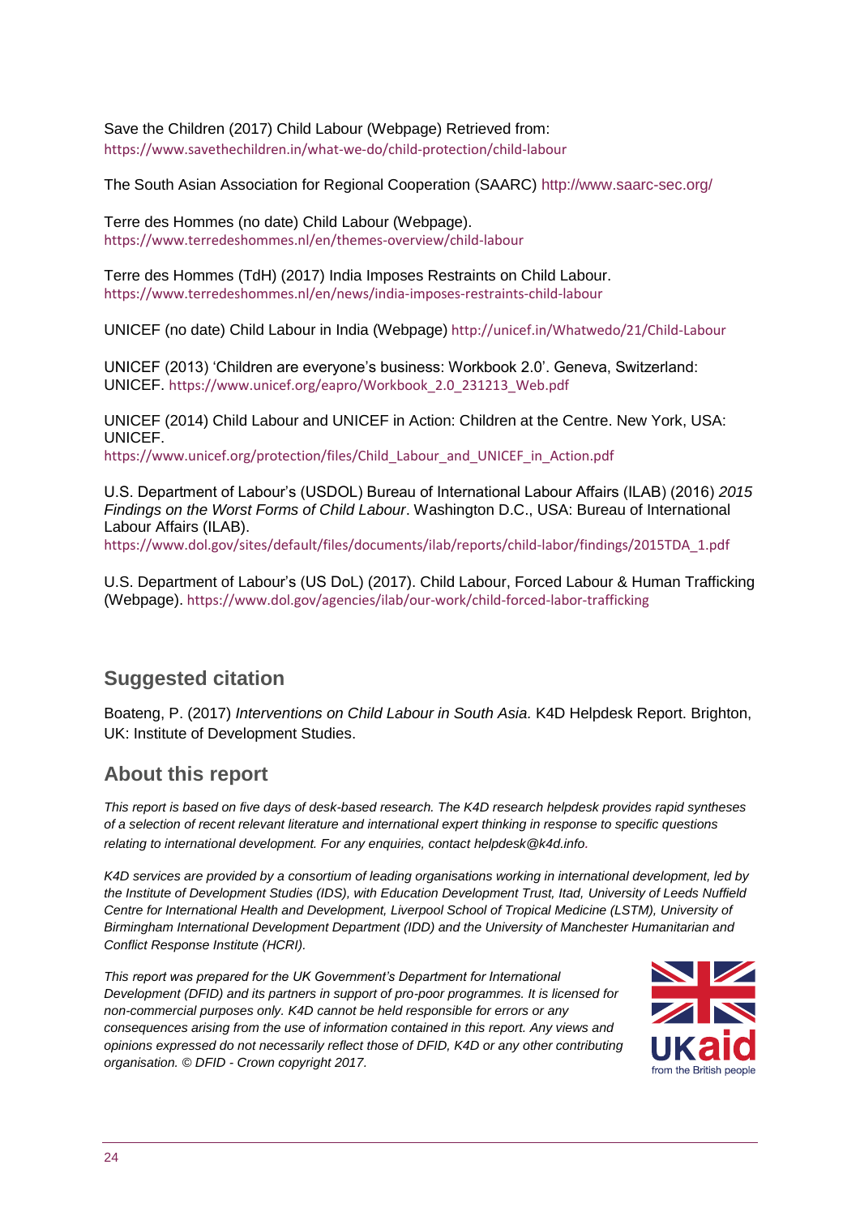Save the Children (2017) Child Labour (Webpage) Retrieved from: https://www.savethechildren.in/what-we-do/child-protection/child-labour

The South Asian Association for Regional Cooperation (SAARC) http://www.saarc-sec.org/

Terre des Hommes (no date) Child Labour (Webpage). https://www.terredeshommes.nl/en/themes-overview/child-labour

Terre des Hommes (TdH) (2017) India Imposes Restraints on Child Labour. https://www.terredeshommes.nl/en/news/india-imposes-restraints-child-labour

UNICEF (no date) Child Labour in India (Webpage) http://unicef.in/Whatwedo/21/Child-Labour

UNICEF (2013) 'Children are everyone's business: Workbook 2.0'. Geneva, Switzerland: UNICEF. https://www.unicef.org/eapro/Workbook_2.0_231213_Web.pdf

UNICEF (2014) Child Labour and UNICEF in Action: Children at the Centre. New York, USA: UNICEF. https://www.unicef.org/protection/files/Child_Labour_and_UNICEF_in_Action.pdf

U.S. Department of Labour's (USDOL) Bureau of International Labour Affairs (ILAB) (2016) *2015 Findings on the Worst Forms of Child Labour*. Washington D.C., USA: Bureau of International Labour Affairs (ILAB). https://www.dol.gov/sites/default/files/documents/ilab/reports/child-labor/findings/2015TDA_1.pdf

U.S. Department of Labour's (US DoL) (2017). Child Labour, Forced Labour & Human Trafficking (Webpage). https://www.dol.gov/agencies/ilab/our-work/child-forced-labor-trafficking

## Suggested citation

Boateng, P. (2017) *Interventions on Child Labour in South Asia.* K4D Helpdesk Report. Brighton, UK: Institute of Development Studies.

## About this report

*This report is based on five days of desk-based research. The K4D research helpdesk provides rapid syntheses of a selection of recent relevant literature and international expert thinking in response to specific questions relating to international development. For any enquiries, contact helpdesk@k4d.info.*

*K4D services are provided by a consortium of leading organisations working in international development, led by the Institute of Development Studies (IDS), with Education Development Trust, Itad, University of Leeds Nuffield Centre for International Health and Development, Liverpool School of Tropical Medicine (LSTM), University of Birmingham International Development Department (IDD) and the University of Manchester Humanitarian and Conflict Response Institute (HCRI).*

*This report was prepared for the UK Government's Department for International Development (DFID) and its partners in support of pro-poor programmes. It is licensed for non-commercial purposes only. K4D cannot be held responsible for errors or any consequences arising from the use of information contained in this report. Any views and opinions expressed do not necessarily reflect those of DFID, K4D or any other contributing organisation. © DFID - Crown copyright 2017.*

UKaid
from the British people